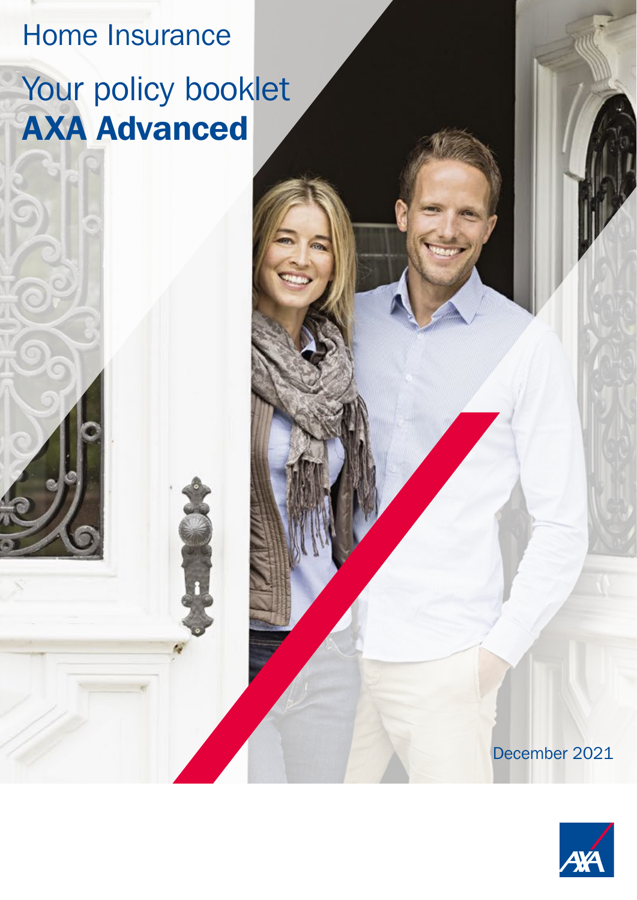# Home Insurance

## Your policy booklet

## **AXA Advanced**

December 2021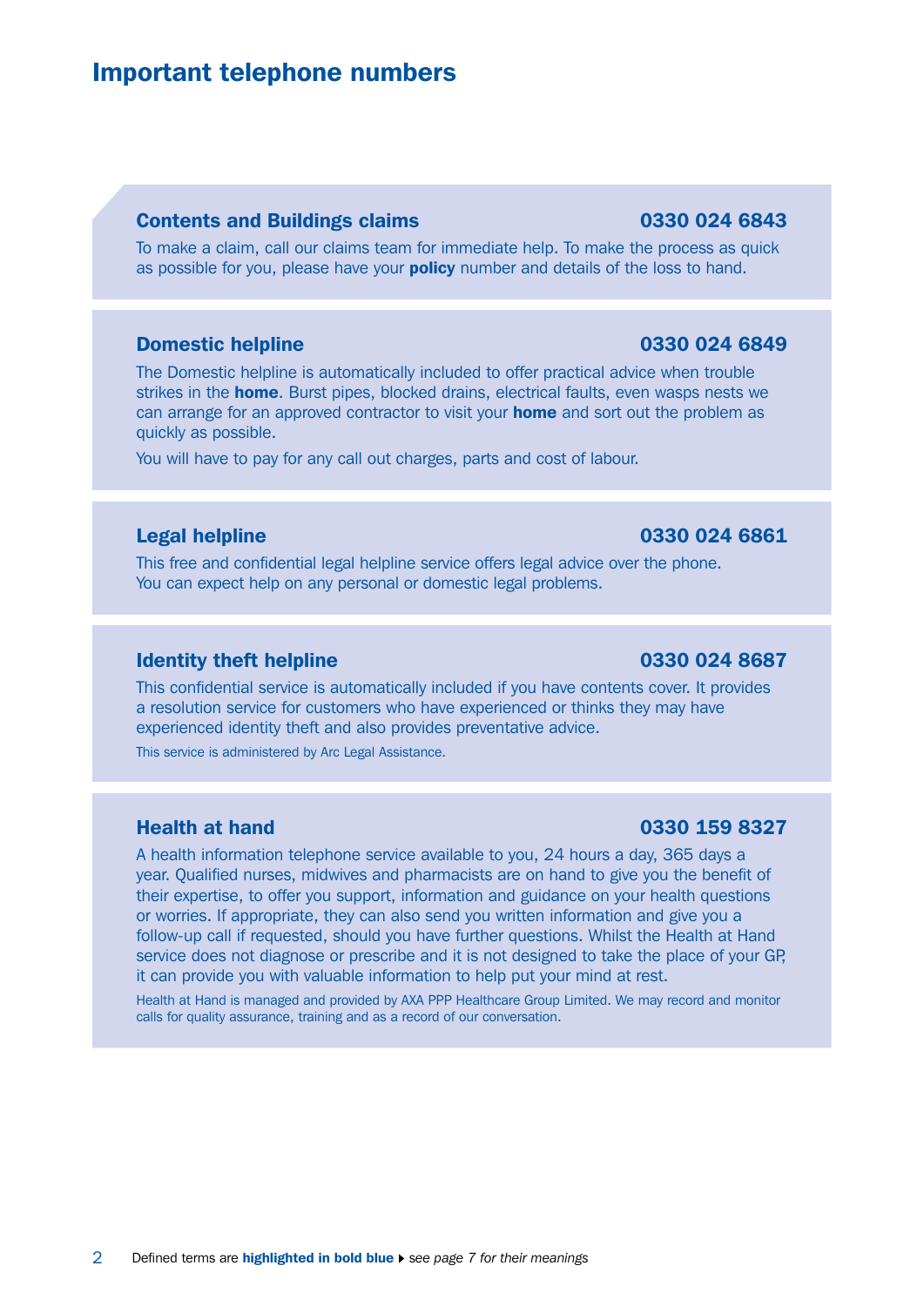# Important telephone numbers

## Contents and Buildings claims — 0330 024 6843

To make a claim, call our claims team for immediate help. To make the process as quick as possible for you, please have your **policy** number and details of the loss to hand.

## Domestic helpline — 0330 024 6849

The Domestic helpline is automatically included to offer practical advice when trouble strikes in the **home**. Burst pipes, blocked drains, electrical faults, even wasps nests we can arrange for an approved contractor to visit your **home** and sort out the problem as quickly as possible.

You will have to pay for any call out charges, parts and cost of labour.

## Legal helpline — 0330 024 6861

This free and confidential legal helpline service offers legal advice over the phone. You can expect help on any personal or domestic legal problems.

## Identity theft helpline — 0330 024 8687

This confidential service is automatically included if you have contents cover. It provides a resolution service for customers who have experienced or thinks they may have experienced identity theft and also provides preventative advice.

This service is administered by Arc Legal Assistance.

## Health at hand — 0330 159 8327

A health information telephone service available to you, 24 hours a day, 365 days a year. Qualified nurses, midwives and pharmacists are on hand to give you the benefit of their expertise, to offer you support, information and guidance on your health questions or worries. If appropriate, they can also send you written information and give you a follow-up call if requested, should you have further questions. Whilst the Health at Hand service does not diagnose or prescribe and it is not designed to take the place of your GP, it can provide you with valuable information to help put your mind at rest.

Health at Hand is managed and provided by AXA PPP Healthcare Group Limited. We may record and monitor calls for quality assurance, training and as a record of our conversation.

Defined terms are **highlighted in bold blue** ▸ *see page 7 for their meanings*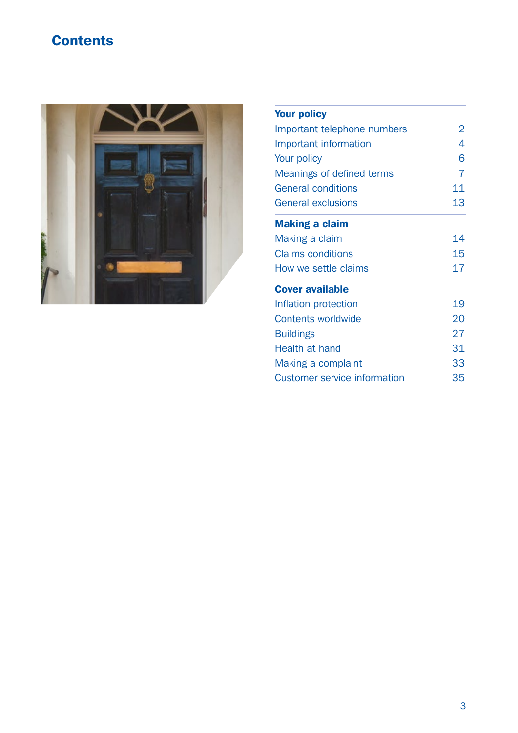# Contents

| Your policy | |
|---|---|
| Important telephone numbers | 2 |
| Important information | 4 |
| Your policy | 6 |
| Meanings of defined terms | 7 |
| General conditions | 11 |
| General exclusions | 13 |
| **Making a claim** | |
| Making a claim | 14 |
| Claims conditions | 15 |
| How we settle claims | 17 |
| **Cover available** | |
| Inflation protection | 19 |
| Contents worldwide | 20 |
| Buildings | 27 |
| Health at hand | 31 |
| Making a complaint | 33 |
| Customer service information | 35 |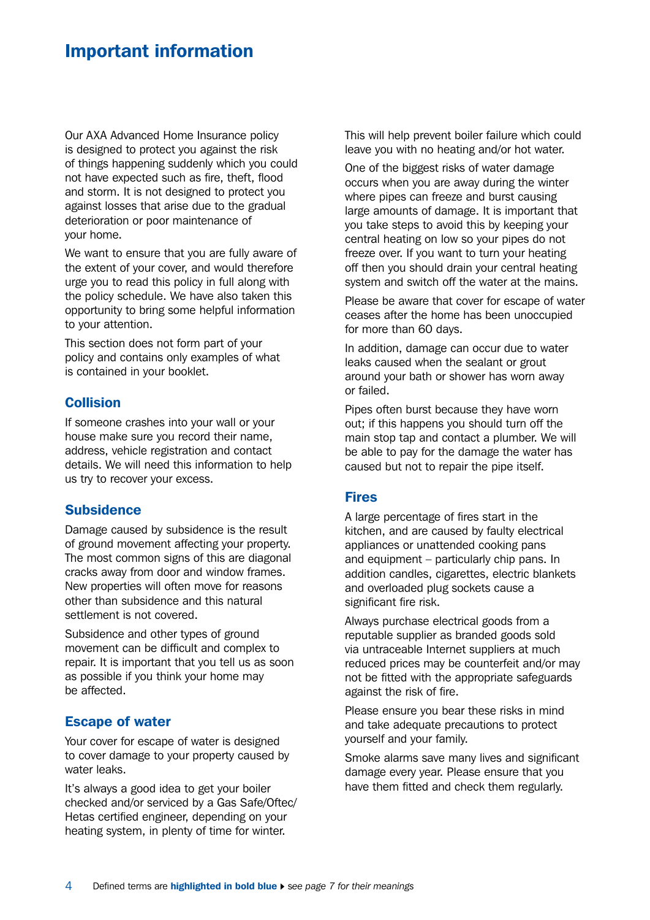# Important information

Our AXA Advanced Home Insurance policy is designed to protect you against the risk of things happening suddenly which you could not have expected such as fire, theft, flood and storm. It is not designed to protect you against losses that arise due to the gradual deterioration or poor maintenance of your home.

We want to ensure that you are fully aware of the extent of your cover, and would therefore urge you to read this policy in full along with the policy schedule. We have also taken this opportunity to bring some helpful information to your attention.

This section does not form part of your policy and contains only examples of what is contained in your booklet.

## Collision

If someone crashes into your wall or your house make sure you record their name, address, vehicle registration and contact details. We will need this information to help us try to recover your excess.

## Subsidence

Damage caused by subsidence is the result of ground movement affecting your property. The most common signs of this are diagonal cracks away from door and window frames. New properties will often move for reasons other than subsidence and this natural settlement is not covered.

Subsidence and other types of ground movement can be difficult and complex to repair. It is important that you tell us as soon as possible if you think your home may be affected.

## Escape of water

Your cover for escape of water is designed to cover damage to your property caused by water leaks.

It's always a good idea to get your boiler checked and/or serviced by a Gas Safe/Oftec/Hetas certified engineer, depending on your heating system, in plenty of time for winter. This will help prevent boiler failure which could leave you with no heating and/or hot water.

One of the biggest risks of water damage occurs when you are away during the winter where pipes can freeze and burst causing large amounts of damage. It is important that you take steps to avoid this by keeping your central heating on low so your pipes do not freeze over. If you want to turn your heating off then you should drain your central heating system and switch off the water at the mains.

Please be aware that cover for escape of water ceases after the home has been unoccupied for more than 60 days.

In addition, damage can occur due to water leaks caused when the sealant or grout around your bath or shower has worn away or failed.

Pipes often burst because they have worn out; if this happens you should turn off the main stop tap and contact a plumber. We will be able to pay for the damage the water has caused but not to repair the pipe itself.

## Fires

A large percentage of fires start in the kitchen, and are caused by faulty electrical appliances or unattended cooking pans and equipment – particularly chip pans. In addition candles, cigarettes, electric blankets and overloaded plug sockets cause a significant fire risk.

Always purchase electrical goods from a reputable supplier as branded goods sold via untraceable Internet suppliers at much reduced prices may be counterfeit and/or may not be fitted with the appropriate safeguards against the risk of fire.

Please ensure you bear these risks in mind and take adequate precautions to protect yourself and your family.

Smoke alarms save many lives and significant damage every year. Please ensure that you have them fitted and check them regularly.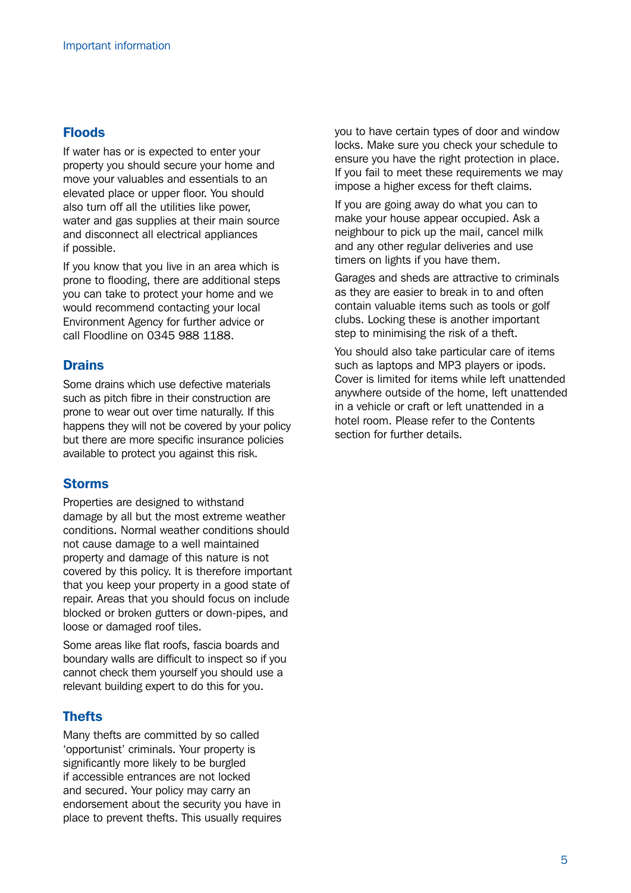## Floods

If water has or is expected to enter your property you should secure your home and move your valuables and essentials to an elevated place or upper floor. You should also turn off all the utilities like power, water and gas supplies at their main source and disconnect all electrical appliances if possible.

If you know that you live in an area which is prone to flooding, there are additional steps you can take to protect your home and we would recommend contacting your local Environment Agency for further advice or call Floodline on 0345 988 1188.

## Drains

Some drains which use defective materials such as pitch fibre in their construction are prone to wear out over time naturally. If this happens they will not be covered by your policy but there are more specific insurance policies available to protect you against this risk.

## Storms

Properties are designed to withstand damage by all but the most extreme weather conditions. Normal weather conditions should not cause damage to a well maintained property and damage of this nature is not covered by this policy. It is therefore important that you keep your property in a good state of repair. Areas that you should focus on include blocked or broken gutters or down-pipes, and loose or damaged roof tiles.

Some areas like flat roofs, fascia boards and boundary walls are difficult to inspect so if you cannot check them yourself you should use a relevant building expert to do this for you.

## Thefts

Many thefts are committed by so called 'opportunist' criminals. Your property is significantly more likely to be burgled if accessible entrances are not locked and secured. Your policy may carry an endorsement about the security you have in place to prevent thefts. This usually requires you to have certain types of door and window locks. Make sure you check your schedule to ensure you have the right protection in place. If you fail to meet these requirements we may impose a higher excess for theft claims.

If you are going away do what you can to make your house appear occupied. Ask a neighbour to pick up the mail, cancel milk and any other regular deliveries and use timers on lights if you have them.

Garages and sheds are attractive to criminals as they are easier to break in to and often contain valuable items such as tools or golf clubs. Locking these is another important step to minimising the risk of a theft.

You should also take particular care of items such as laptops and MP3 players or ipods. Cover is limited for items while left unattended anywhere outside of the home, left unattended in a vehicle or craft or left unattended in a hotel room. Please refer to the Contents section for further details.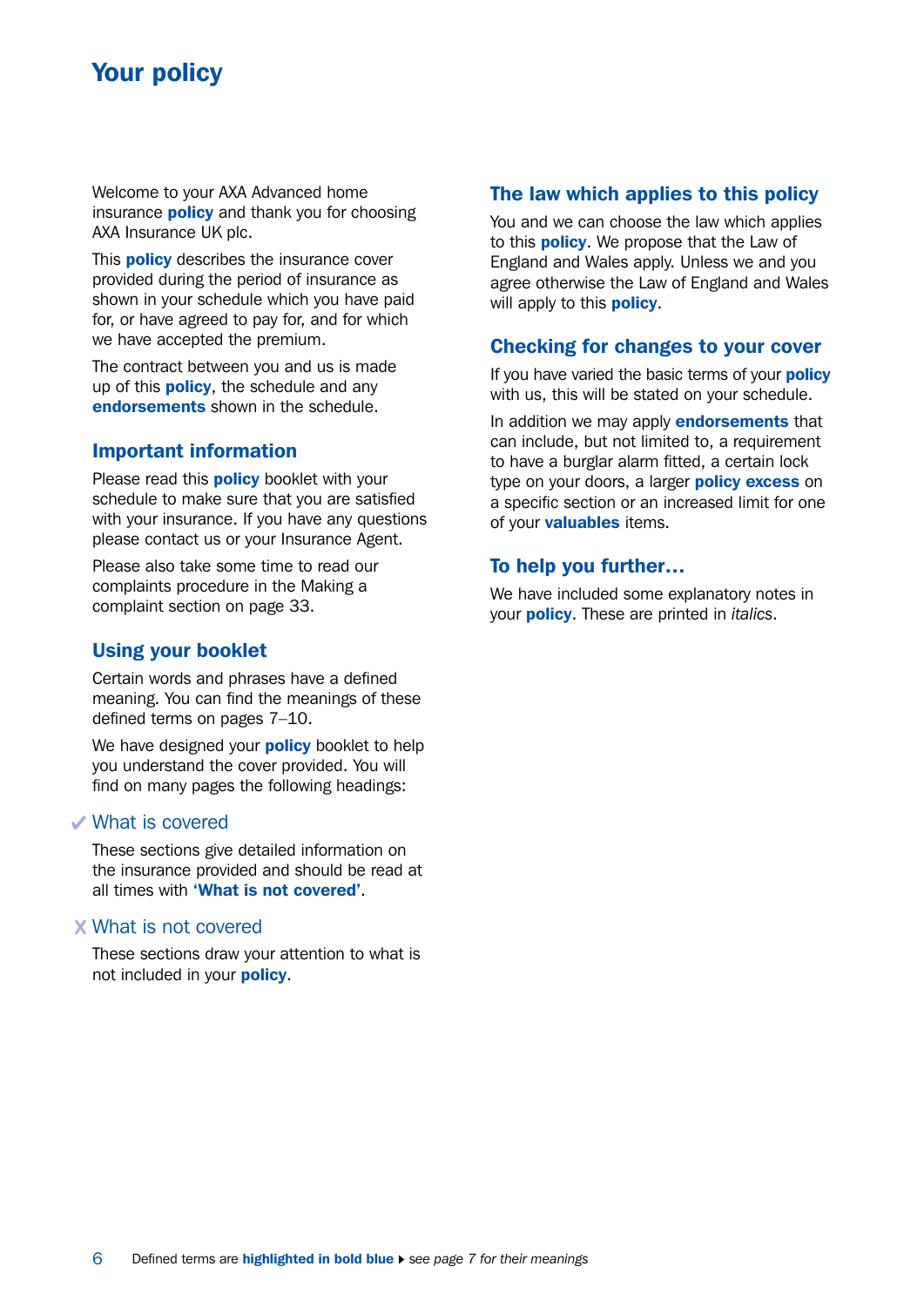# Your policy

Welcome to your AXA Advanced home insurance **policy** and thank you for choosing AXA Insurance UK plc.

This **policy** describes the insurance cover provided during the period of insurance as shown in your schedule which you have paid for, or have agreed to pay for, and for which we have accepted the premium.

The contract between you and us is made up of this **policy**, the schedule and any **endorsements** shown in the schedule.

## Important information

Please read this **policy** booklet with your schedule to make sure that you are satisfied with your insurance. If you have any questions please contact us or your Insurance Agent.

Please also take some time to read our complaints procedure in the Making a complaint section on page 33.

## Using your booklet

Certain words and phrases have a defined meaning. You can find the meanings of these defined terms on pages 7–10.

We have designed your **policy** booklet to help you understand the cover provided. You will find on many pages the following headings:

### ✔ What is covered

These sections give detailed information on the insurance provided and should be read at all times with **'What is not covered'**.

### X What is not covered

These sections draw your attention to what is not included in your **policy**.

## The law which applies to this policy

You and we can choose the law which applies to this **policy**. We propose that the Law of England and Wales apply. Unless we and you agree otherwise the Law of England and Wales will apply to this **policy**.

## Checking for changes to your cover

If you have varied the basic terms of your **policy** with us, this will be stated on your schedule.

In addition we may apply **endorsements** that can include, but not limited to, a requirement to have a burglar alarm fitted, a certain lock type on your doors, a larger **policy excess** on a specific section or an increased limit for one of your **valuables** items.

## To help you further…

We have included some explanatory notes in your **policy**. These are printed in *italics*.

Defined terms are **highlighted in bold blue** ▸ *see page 7 for their meanings*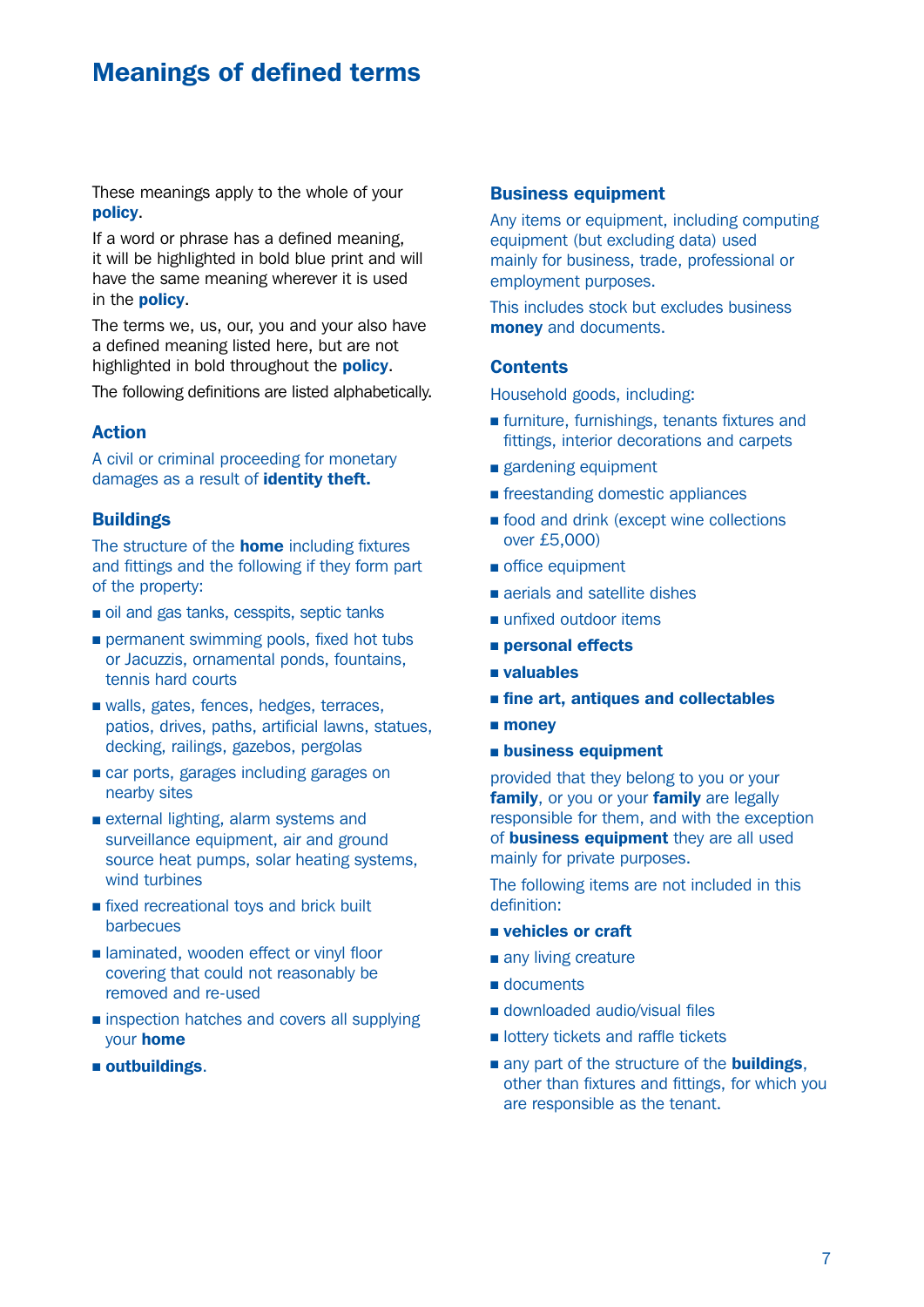# Meanings of defined terms

These meanings apply to the whole of your **policy**.

If a word or phrase has a defined meaning, it will be highlighted in bold blue print and will have the same meaning wherever it is used in the **policy**.

The terms we, us, our, you and your also have a defined meaning listed here, but are not highlighted in bold throughout the **policy**.

The following definitions are listed alphabetically.

### Action

A civil or criminal proceeding for monetary damages as a result of **identity theft.**

### Buildings

The structure of the **home** including fixtures and fittings and the following if they form part of the property:

- oil and gas tanks, cesspits, septic tanks
- permanent swimming pools, fixed hot tubs or Jacuzzis, ornamental ponds, fountains, tennis hard courts
- walls, gates, fences, hedges, terraces, patios, drives, paths, artificial lawns, statues, decking, railings, gazebos, pergolas
- car ports, garages including garages on nearby sites
- external lighting, alarm systems and surveillance equipment, air and ground source heat pumps, solar heating systems, wind turbines
- fixed recreational toys and brick built barbecues
- laminated, wooden effect or vinyl floor covering that could not reasonably be removed and re-used
- inspection hatches and covers all supplying your **home**
- **outbuildings**.

### Business equipment

Any items or equipment, including computing equipment (but excluding data) used mainly for business, trade, professional or employment purposes.

This includes stock but excludes business **money** and documents.

### Contents

Household goods, including:

- furniture, furnishings, tenants fixtures and fittings, interior decorations and carpets
- gardening equipment
- freestanding domestic appliances
- food and drink (except wine collections over £5,000)
- office equipment
- aerials and satellite dishes
- unfixed outdoor items
- **personal effects**
- **valuables**
- **fine art, antiques and collectables**
- **money**
- **business equipment**

provided that they belong to you or your **family**, or you or your **family** are legally responsible for them, and with the exception of **business equipment** they are all used mainly for private purposes.

The following items are not included in this definition:

- **vehicles or craft**
- any living creature
- documents
- downloaded audio/visual files
- lottery tickets and raffle tickets
- any part of the structure of the **buildings**, other than fixtures and fittings, for which you are responsible as the tenant.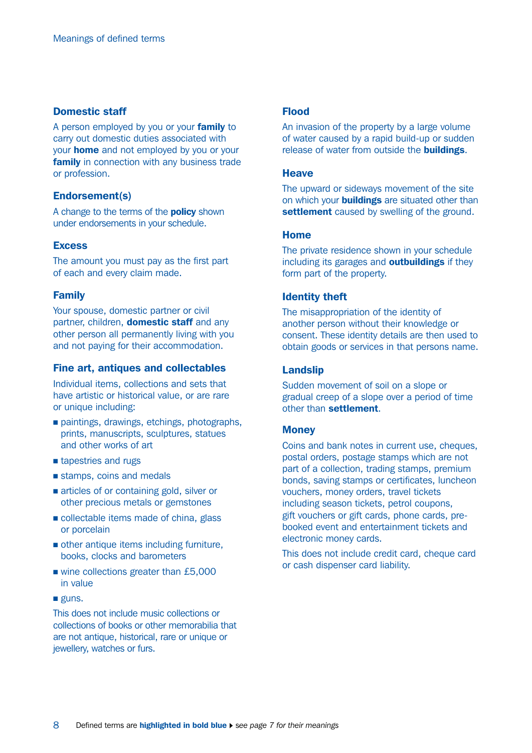### Domestic staff

A person employed by you or your **family** to carry out domestic duties associated with your **home** and not employed by you or your **family** in connection with any business trade or profession.

### Endorsement(s)

A change to the terms of the **policy** shown under endorsements in your schedule.

### Excess

The amount you must pay as the first part of each and every claim made.

### Family

Your spouse, domestic partner or civil partner, children, **domestic staff** and any other person all permanently living with you and not paying for their accommodation.

### Fine art, antiques and collectables

Individual items, collections and sets that have artistic or historical value, or are rare or unique including:

- paintings, drawings, etchings, photographs, prints, manuscripts, sculptures, statues and other works of art
- tapestries and rugs
- stamps, coins and medals
- articles of or containing gold, silver or other precious metals or gemstones
- collectable items made of china, glass or porcelain
- other antique items including furniture, books, clocks and barometers
- wine collections greater than £5,000 in value
- guns.

This does not include music collections or collections of books or other memorabilia that are not antique, historical, rare or unique or jewellery, watches or furs.

### Flood

An invasion of the property by a large volume of water caused by a rapid build-up or sudden release of water from outside the **buildings**.

### Heave

The upward or sideways movement of the site on which your **buildings** are situated other than **settlement** caused by swelling of the ground.

### Home

The private residence shown in your schedule including its garages and **outbuildings** if they form part of the property.

### Identity theft

The misappropriation of the identity of another person without their knowledge or consent. These identity details are then used to obtain goods or services in that persons name.

### Landslip

Sudden movement of soil on a slope or gradual creep of a slope over a period of time other than **settlement**.

### Money

Coins and bank notes in current use, cheques, postal orders, postage stamps which are not part of a collection, trading stamps, premium bonds, saving stamps or certificates, luncheon vouchers, money orders, travel tickets including season tickets, petrol coupons, gift vouchers or gift cards, phone cards, pre-booked event and entertainment tickets and electronic money cards.

This does not include credit card, cheque card or cash dispenser card liability.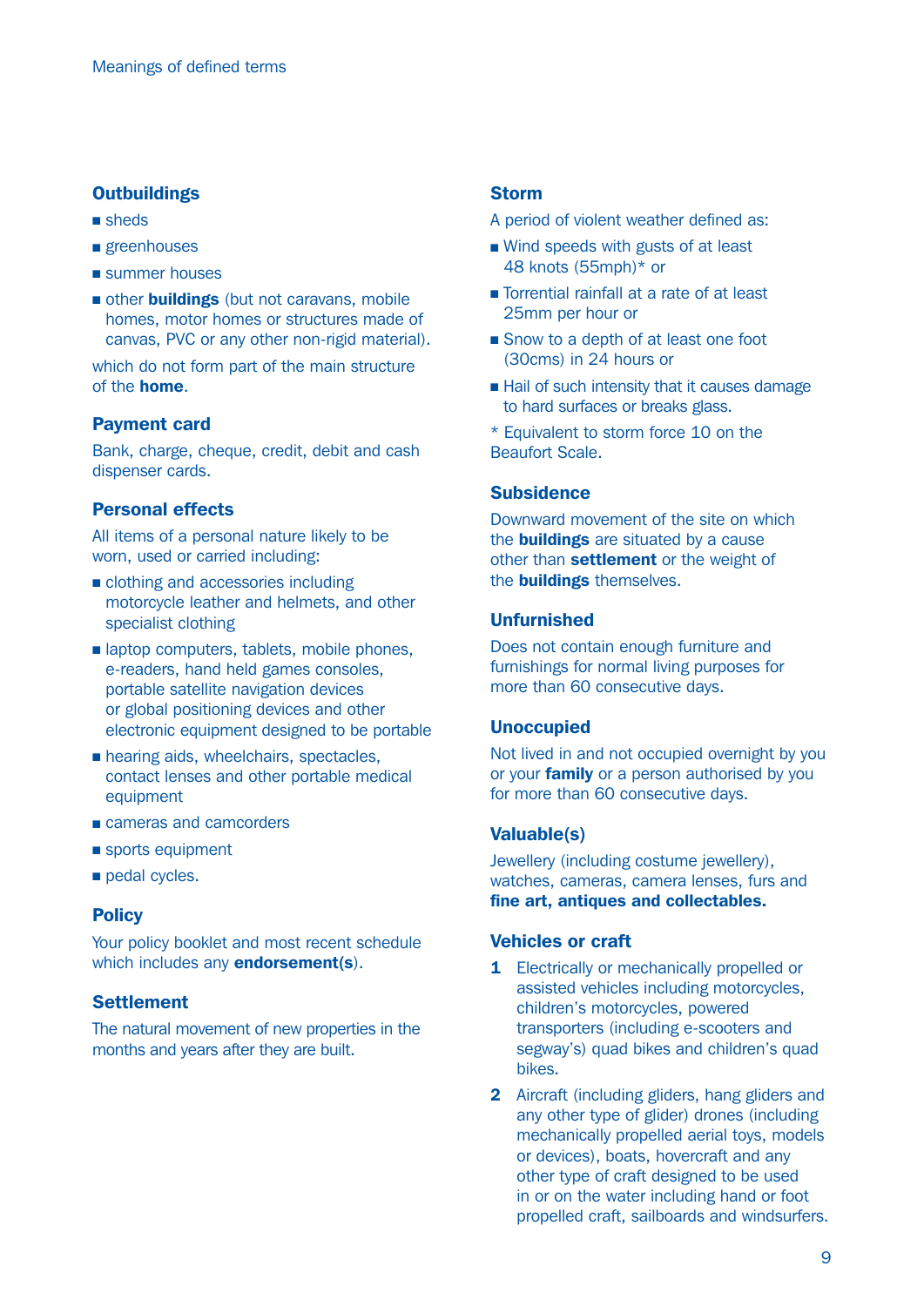## Outbuildings

- sheds
- greenhouses
- summer houses
- other **buildings** (but not caravans, mobile homes, motor homes or structures made of canvas, PVC or any other non-rigid material).

which do not form part of the main structure of the **home**.

## Payment card

Bank, charge, cheque, credit, debit and cash dispenser cards.

## Personal effects

All items of a personal nature likely to be worn, used or carried including:

- clothing and accessories including motorcycle leather and helmets, and other specialist clothing
- laptop computers, tablets, mobile phones, e-readers, hand held games consoles, portable satellite navigation devices or global positioning devices and other electronic equipment designed to be portable
- hearing aids, wheelchairs, spectacles, contact lenses and other portable medical equipment
- cameras and camcorders
- sports equipment
- pedal cycles.

## Policy

Your policy booklet and most recent schedule which includes any **endorsement(s)**.

## Settlement

The natural movement of new properties in the months and years after they are built.

## Storm

A period of violent weather defined as:

- Wind speeds with gusts of at least 48 knots (55mph)* or
- Torrential rainfall at a rate of at least 25mm per hour or
- Snow to a depth of at least one foot (30cms) in 24 hours or
- Hail of such intensity that it causes damage to hard surfaces or breaks glass.

* Equivalent to storm force 10 on the Beaufort Scale.

## Subsidence

Downward movement of the site on which the **buildings** are situated by a cause other than **settlement** or the weight of the **buildings** themselves.

## Unfurnished

Does not contain enough furniture and furnishings for normal living purposes for more than 60 consecutive days.

## Unoccupied

Not lived in and not occupied overnight by you or your **family** or a person authorised by you for more than 60 consecutive days.

## Valuable(s)

Jewellery (including costume jewellery), watches, cameras, camera lenses, furs and **fine art, antiques and collectables.**

## Vehicles or craft

1. Electrically or mechanically propelled or assisted vehicles including motorcycles, children's motorcycles, powered transporters (including e-scooters and segway's) quad bikes and children's quad bikes.
2. Aircraft (including gliders, hang gliders and any other type of glider) drones (including mechanically propelled aerial toys, models or devices), boats, hovercraft and any other type of craft designed to be used in or on the water including hand or foot propelled craft, sailboards and windsurfers.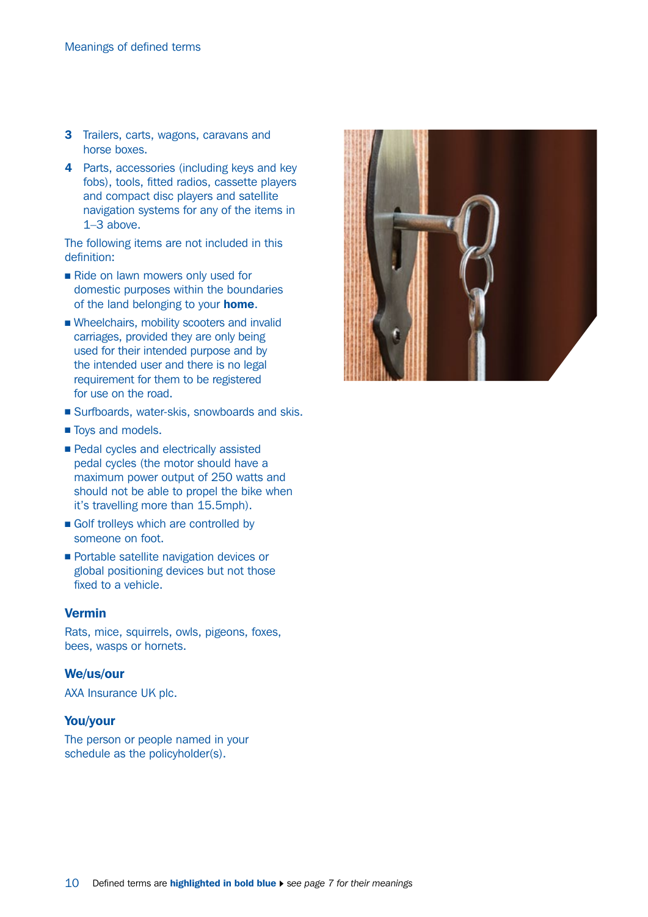3. Trailers, carts, wagons, caravans and horse boxes.
4. Parts, accessories (including keys and key fobs), tools, fitted radios, cassette players and compact disc players and satellite navigation systems for any of the items in 1–3 above.

The following items are not included in this definition:

- Ride on lawn mowers only used for domestic purposes within the boundaries of the land belonging to your **home**.
- Wheelchairs, mobility scooters and invalid carriages, provided they are only being used for their intended purpose and by the intended user and there is no legal requirement for them to be registered for use on the road.
- Surfboards, water-skis, snowboards and skis.
- Toys and models.
- Pedal cycles and electrically assisted pedal cycles (the motor should have a maximum power output of 250 watts and should not be able to propel the bike when it's travelling more than 15.5mph).
- Golf trolleys which are controlled by someone on foot.
- Portable satellite navigation devices or global positioning devices but not those fixed to a vehicle.

## Vermin

Rats, mice, squirrels, owls, pigeons, foxes, bees, wasps or hornets.

## We/us/our

AXA Insurance UK plc.

## You/your

The person or people named in your schedule as the policyholder(s).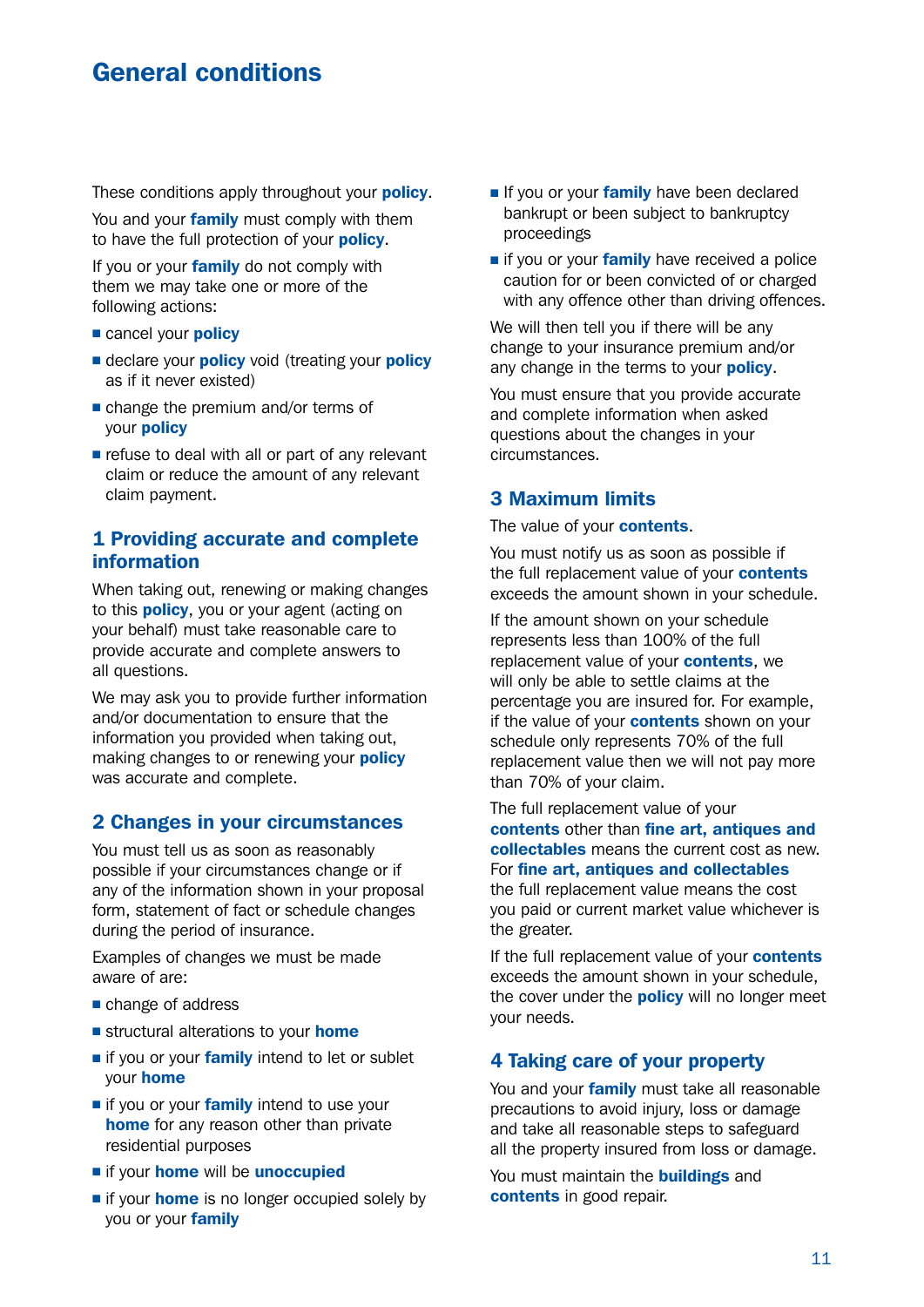# General conditions

These conditions apply throughout your **policy**.

You and your **family** must comply with them to have the full protection of your **policy**.

If you or your **family** do not comply with them we may take one or more of the following actions:

- cancel your **policy**
- declare your **policy** void (treating your **policy** as if it never existed)
- change the premium and/or terms of your **policy**
- refuse to deal with all or part of any relevant claim or reduce the amount of any relevant claim payment.

## 1 Providing accurate and complete information

When taking out, renewing or making changes to this **policy**, you or your agent (acting on your behalf) must take reasonable care to provide accurate and complete answers to all questions.

We may ask you to provide further information and/or documentation to ensure that the information you provided when taking out, making changes to or renewing your **policy** was accurate and complete.

## 2 Changes in your circumstances

You must tell us as soon as reasonably possible if your circumstances change or if any of the information shown in your proposal form, statement of fact or schedule changes during the period of insurance.

Examples of changes we must be made aware of are:

- change of address
- structural alterations to your **home**
- if you or your **family** intend to let or sublet your **home**
- if you or your **family** intend to use your **home** for any reason other than private residential purposes
- if your **home** will be **unoccupied**
- if your **home** is no longer occupied solely by you or your **family**
- If you or your **family** have been declared bankrupt or been subject to bankruptcy proceedings
- if you or your **family** have received a police caution for or been convicted of or charged with any offence other than driving offences.

We will then tell you if there will be any change to your insurance premium and/or any change in the terms to your **policy**.

You must ensure that you provide accurate and complete information when asked questions about the changes in your circumstances.

## 3 Maximum limits

The value of your **contents**.

You must notify us as soon as possible if the full replacement value of your **contents** exceeds the amount shown in your schedule.

If the amount shown on your schedule represents less than 100% of the full replacement value of your **contents**, we will only be able to settle claims at the percentage you are insured for. For example, if the value of your **contents** shown on your schedule only represents 70% of the full replacement value then we will not pay more than 70% of your claim.

The full replacement value of your **contents** other than **fine art, antiques and collectables** means the current cost as new. For **fine art, antiques and collectables** the full replacement value means the cost you paid or current market value whichever is the greater.

If the full replacement value of your **contents** exceeds the amount shown in your schedule, the cover under the **policy** will no longer meet your needs.

## 4 Taking care of your property

You and your **family** must take all reasonable precautions to avoid injury, loss or damage and take all reasonable steps to safeguard all the property insured from loss or damage.

You must maintain the **buildings** and **contents** in good repair.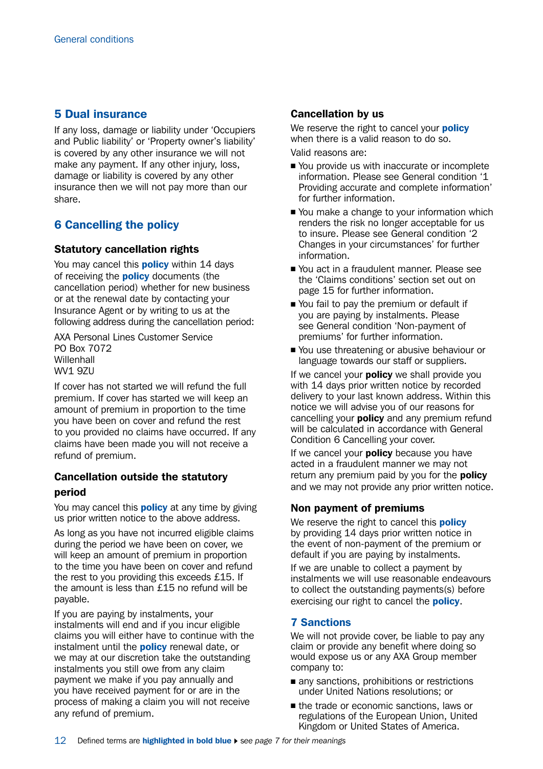## 5 Dual insurance

If any loss, damage or liability under 'Occupiers and Public liability' or 'Property owner's liability' is covered by any other insurance we will not make any payment. If any other injury, loss, damage or liability is covered by any other insurance then we will not pay more than our share.

## 6 Cancelling the policy

### Statutory cancellation rights

You may cancel this **policy** within 14 days of receiving the **policy** documents (the cancellation period) whether for new business or at the renewal date by contacting your Insurance Agent or by writing to us at the following address during the cancellation period:

AXA Personal Lines Customer Service
PO Box 7072
Willenhall
WV1 9ZU

If cover has not started we will refund the full premium. If cover has started we will keep an amount of premium in proportion to the time you have been on cover and refund the rest to you provided no claims have occurred. If any claims have been made you will not receive a refund of premium.

### Cancellation outside the statutory period

You may cancel this **policy** at any time by giving us prior written notice to the above address.

As long as you have not incurred eligible claims during the period we have been on cover, we will keep an amount of premium in proportion to the time you have been on cover and refund the rest to you providing this exceeds £15. If the amount is less than £15 no refund will be payable.

If you are paying by instalments, your instalments will end and if you incur eligible claims you will either have to continue with the instalment until the **policy** renewal date, or we may at our discretion take the outstanding instalments you still owe from any claim payment we make if you pay annually and you have received payment for or are in the process of making a claim you will not receive any refund of premium.

### Cancellation by us

We reserve the right to cancel your **policy** when there is a valid reason to do so.

Valid reasons are:

- You provide us with inaccurate or incomplete information. Please see General condition '1 Providing accurate and complete information' for further information.
- You make a change to your information which renders the risk no longer acceptable for us to insure. Please see General condition '2 Changes in your circumstances' for further information.
- You act in a fraudulent manner. Please see the 'Claims conditions' section set out on page 15 for further information.
- You fail to pay the premium or default if you are paying by instalments. Please see General condition 'Non-payment of premiums' for further information.
- You use threatening or abusive behaviour or language towards our staff or suppliers.

If we cancel your **policy** we shall provide you with 14 days prior written notice by recorded delivery to your last known address. Within this notice we will advise you of our reasons for cancelling your **policy** and any premium refund will be calculated in accordance with General Condition 6 Cancelling your cover.

If we cancel your **policy** because you have acted in a fraudulent manner we may not return any premium paid by you for the **policy** and we may not provide any prior written notice.

### Non payment of premiums

We reserve the right to cancel this **policy** by providing 14 days prior written notice in the event of non-payment of the premium or default if you are paying by instalments.

If we are unable to collect a payment by instalments we will use reasonable endeavours to collect the outstanding payments(s) before exercising our right to cancel the **policy**.

## 7 Sanctions

We will not provide cover, be liable to pay any claim or provide any benefit where doing so would expose us or any AXA Group member company to:

- any sanctions, prohibitions or restrictions under United Nations resolutions; or
- the trade or economic sanctions, laws or regulations of the European Union, United Kingdom or United States of America.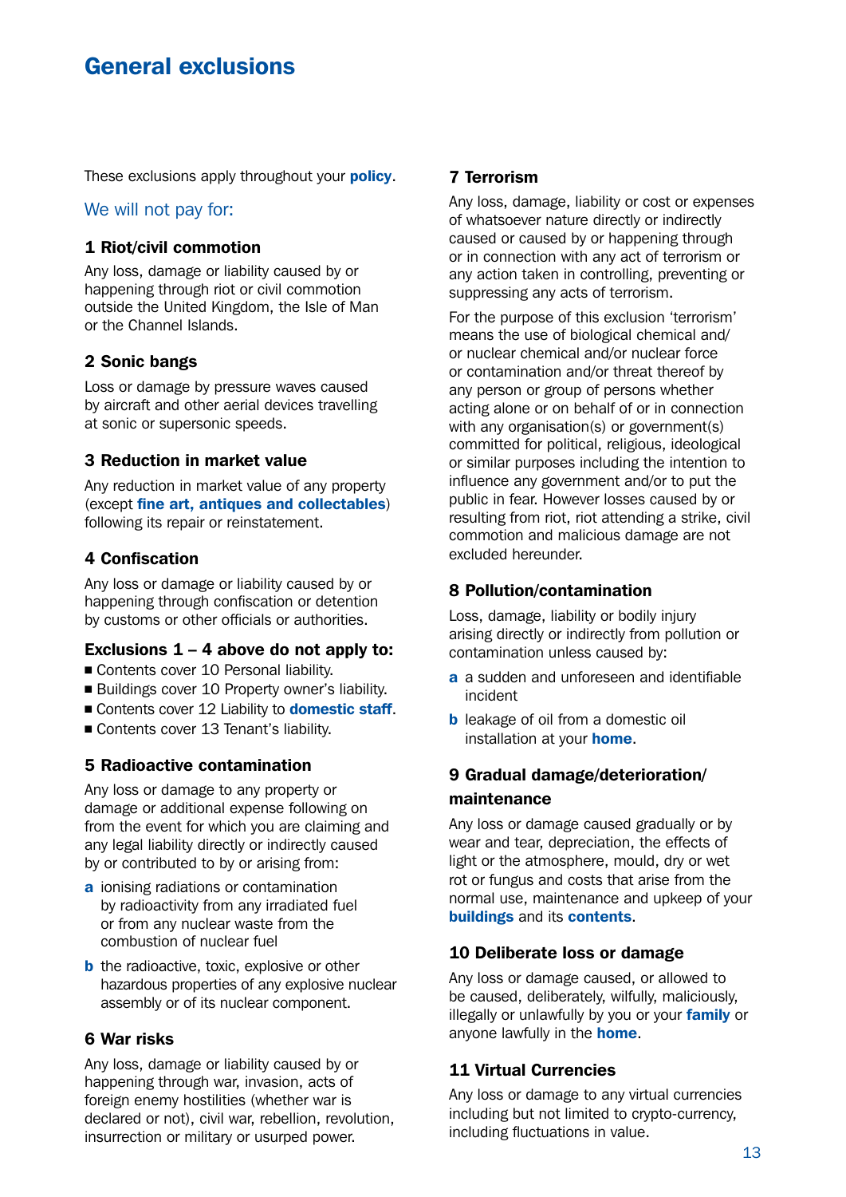# General exclusions

These exclusions apply throughout your **policy**.

We will not pay for:

### 1 Riot/civil commotion

Any loss, damage or liability caused by or happening through riot or civil commotion outside the United Kingdom, the Isle of Man or the Channel Islands.

### 2 Sonic bangs

Loss or damage by pressure waves caused by aircraft and other aerial devices travelling at sonic or supersonic speeds.

### 3 Reduction in market value

Any reduction in market value of any property (except **fine art, antiques and collectables**) following its repair or reinstatement.

### 4 Confiscation

Any loss or damage or liability caused by or happening through confiscation or detention by customs or other officials or authorities.

**Exclusions 1 – 4 above do not apply to:**

- Contents cover 10 Personal liability.
- Buildings cover 10 Property owner's liability.
- Contents cover 12 Liability to **domestic staff**.
- Contents cover 13 Tenant's liability.

### 5 Radioactive contamination

Any loss or damage to any property or damage or additional expense following on from the event for which you are claiming and any legal liability directly or indirectly caused by or contributed to by or arising from:

**a** ionising radiations or contamination by radioactivity from any irradiated fuel or from any nuclear waste from the combustion of nuclear fuel

**b** the radioactive, toxic, explosive or other hazardous properties of any explosive nuclear assembly or of its nuclear component.

### 6 War risks

Any loss, damage or liability caused by or happening through war, invasion, acts of foreign enemy hostilities (whether war is declared or not), civil war, rebellion, revolution, insurrection or military or usurped power.

### 7 Terrorism

Any loss, damage, liability or cost or expenses of whatsoever nature directly or indirectly caused or caused by or happening through or in connection with any act of terrorism or any action taken in controlling, preventing or suppressing any acts of terrorism.

For the purpose of this exclusion 'terrorism' means the use of biological chemical and/or nuclear chemical and/or nuclear force or contamination and/or threat thereof by any person or group of persons whether acting alone or on behalf of or in connection with any organisation(s) or government(s) committed for political, religious, ideological or similar purposes including the intention to influence any government and/or to put the public in fear. However losses caused by or resulting from riot, riot attending a strike, civil commotion and malicious damage are not excluded hereunder.

### 8 Pollution/contamination

Loss, damage, liability or bodily injury arising directly or indirectly from pollution or contamination unless caused by:

**a** a sudden and unforeseen and identifiable incident

**b** leakage of oil from a domestic oil installation at your **home**.

### 9 Gradual damage/deterioration/maintenance

Any loss or damage caused gradually or by wear and tear, depreciation, the effects of light or the atmosphere, mould, dry or wet rot or fungus and costs that arise from the normal use, maintenance and upkeep of your **buildings** and its **contents**.

### 10 Deliberate loss or damage

Any loss or damage caused, or allowed to be caused, deliberately, wilfully, maliciously, illegally or unlawfully by you or your **family** or anyone lawfully in the **home**.

### 11 Virtual Currencies

Any loss or damage to any virtual currencies including but not limited to crypto-currency, including fluctuations in value.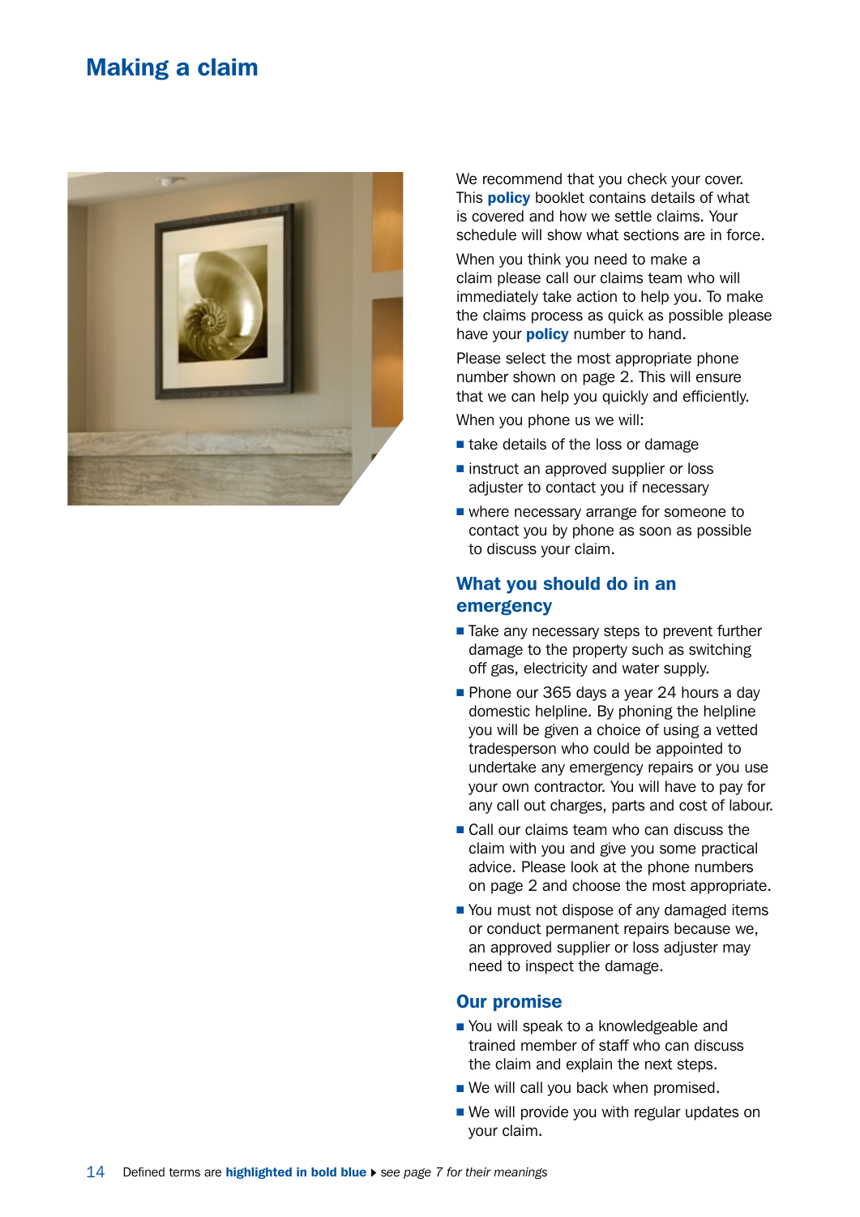# Making a claim

We recommend that you check your cover. This **policy** booklet contains details of what is covered and how we settle claims. Your schedule will show what sections are in force.

When you think you need to make a claim please call our claims team who will immediately take action to help you. To make the claims process as quick as possible please have your **policy** number to hand.

Please select the most appropriate phone number shown on page 2. This will ensure that we can help you quickly and efficiently.

When you phone us we will:

- take details of the loss or damage
- instruct an approved supplier or loss adjuster to contact you if necessary
- where necessary arrange for someone to contact you by phone as soon as possible to discuss your claim.

## What you should do in an emergency

- Take any necessary steps to prevent further damage to the property such as switching off gas, electricity and water supply.
- Phone our 365 days a year 24 hours a day domestic helpline. By phoning the helpline you will be given a choice of using a vetted tradesperson who could be appointed to undertake any emergency repairs or you use your own contractor. You will have to pay for any call out charges, parts and cost of labour.
- Call our claims team who can discuss the claim with you and give you some practical advice. Please look at the phone numbers on page 2 and choose the most appropriate.
- You must not dispose of any damaged items or conduct permanent repairs because we, an approved supplier or loss adjuster may need to inspect the damage.

## Our promise

- You will speak to a knowledgeable and trained member of staff who can discuss the claim and explain the next steps.
- We will call you back when promised.
- We will provide you with regular updates on your claim.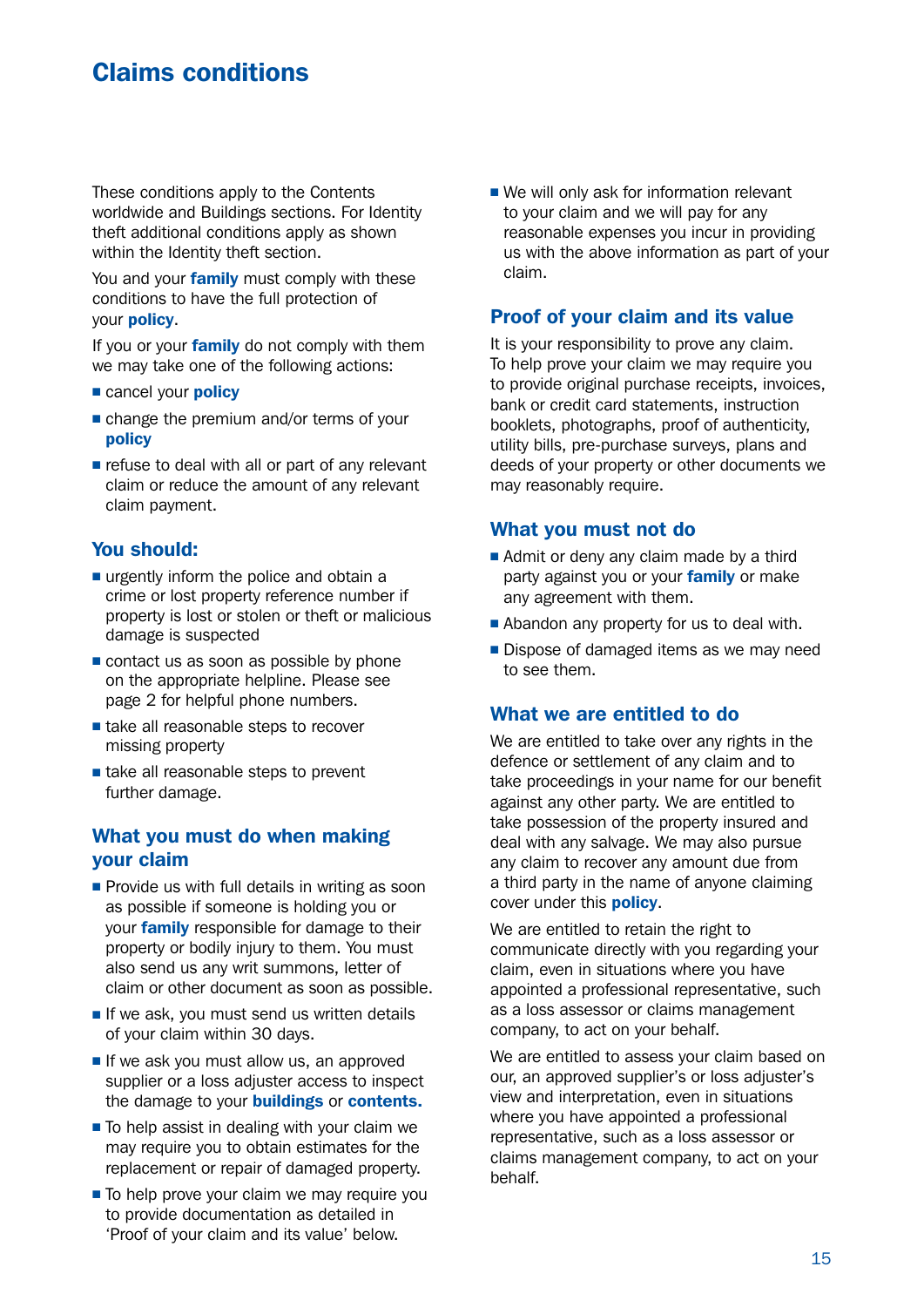# Claims conditions

These conditions apply to the Contents worldwide and Buildings sections. For Identity theft additional conditions apply as shown within the Identity theft section.

You and your **family** must comply with these conditions to have the full protection of your **policy**.

If you or your **family** do not comply with them we may take one of the following actions:

- cancel your **policy**
- change the premium and/or terms of your **policy**
- refuse to deal with all or part of any relevant claim or reduce the amount of any relevant claim payment.

## You should:

- urgently inform the police and obtain a crime or lost property reference number if property is lost or stolen or theft or malicious damage is suspected
- contact us as soon as possible by phone on the appropriate helpline. Please see page 2 for helpful phone numbers.
- take all reasonable steps to recover missing property
- take all reasonable steps to prevent further damage.

## What you must do when making your claim

- Provide us with full details in writing as soon as possible if someone is holding you or your **family** responsible for damage to their property or bodily injury to them. You must also send us any writ summons, letter of claim or other document as soon as possible.
- If we ask, you must send us written details of your claim within 30 days.
- If we ask you must allow us, an approved supplier or a loss adjuster access to inspect the damage to your **buildings** or **contents.**
- To help assist in dealing with your claim we may require you to obtain estimates for the replacement or repair of damaged property.
- To help prove your claim we may require you to provide documentation as detailed in 'Proof of your claim and its value' below.
- We will only ask for information relevant to your claim and we will pay for any reasonable expenses you incur in providing us with the above information as part of your claim.

## Proof of your claim and its value

It is your responsibility to prove any claim. To help prove your claim we may require you to provide original purchase receipts, invoices, bank or credit card statements, instruction booklets, photographs, proof of authenticity, utility bills, pre-purchase surveys, plans and deeds of your property or other documents we may reasonably require.

## What you must not do

- Admit or deny any claim made by a third party against you or your **family** or make any agreement with them.
- Abandon any property for us to deal with.
- Dispose of damaged items as we may need to see them.

## What we are entitled to do

We are entitled to take over any rights in the defence or settlement of any claim and to take proceedings in your name for our benefit against any other party. We are entitled to take possession of the property insured and deal with any salvage. We may also pursue any claim to recover any amount due from a third party in the name of anyone claiming cover under this **policy**.

We are entitled to retain the right to communicate directly with you regarding your claim, even in situations where you have appointed a professional representative, such as a loss assessor or claims management company, to act on your behalf.

We are entitled to assess your claim based on our, an approved supplier's or loss adjuster's view and interpretation, even in situations where you have appointed a professional representative, such as a loss assessor or claims management company, to act on your behalf.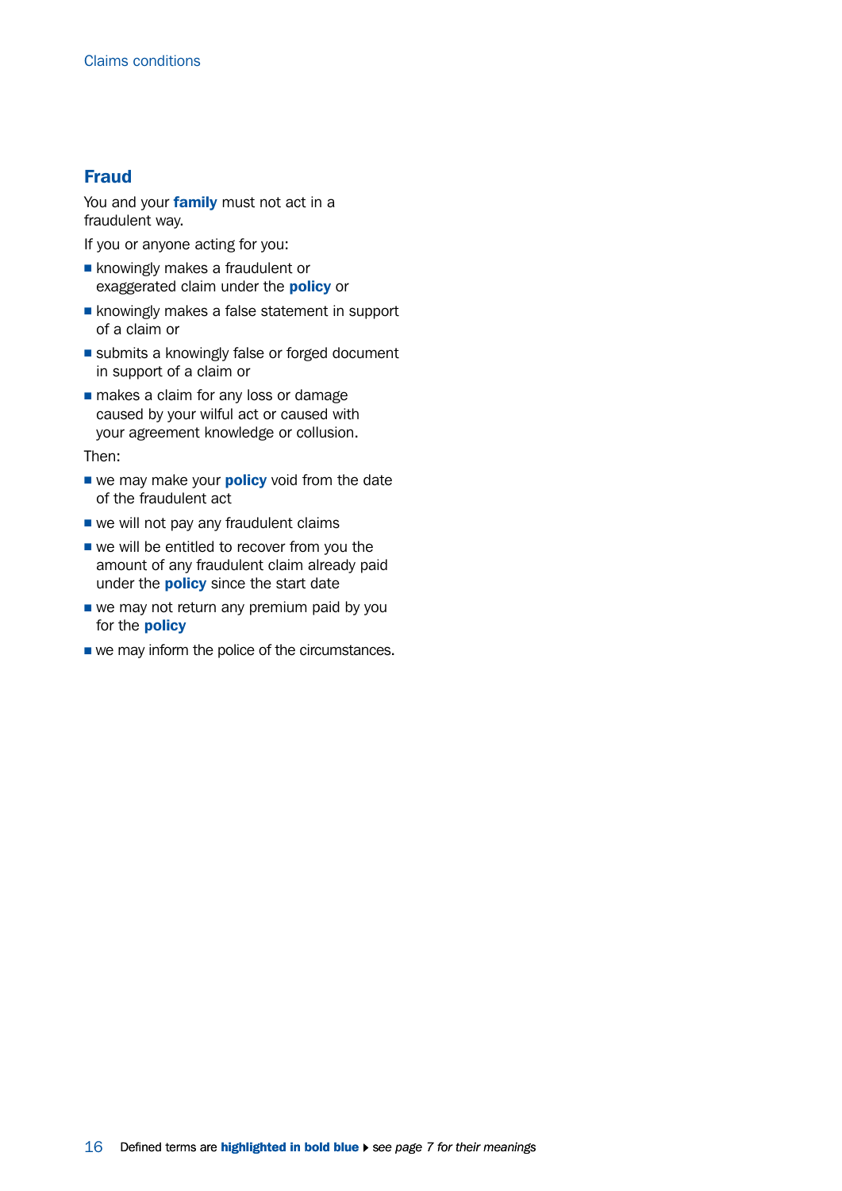## Fraud

You and your **family** must not act in a fraudulent way.

If you or anyone acting for you:

- knowingly makes a fraudulent or exaggerated claim under the **policy** or
- knowingly makes a false statement in support of a claim or
- submits a knowingly false or forged document in support of a claim or
- makes a claim for any loss or damage caused by your wilful act or caused with your agreement knowledge or collusion.

Then:

- we may make your **policy** void from the date of the fraudulent act
- we will not pay any fraudulent claims
- we will be entitled to recover from you the amount of any fraudulent claim already paid under the **policy** since the start date
- we may not return any premium paid by you for the **policy**
- we may inform the police of the circumstances.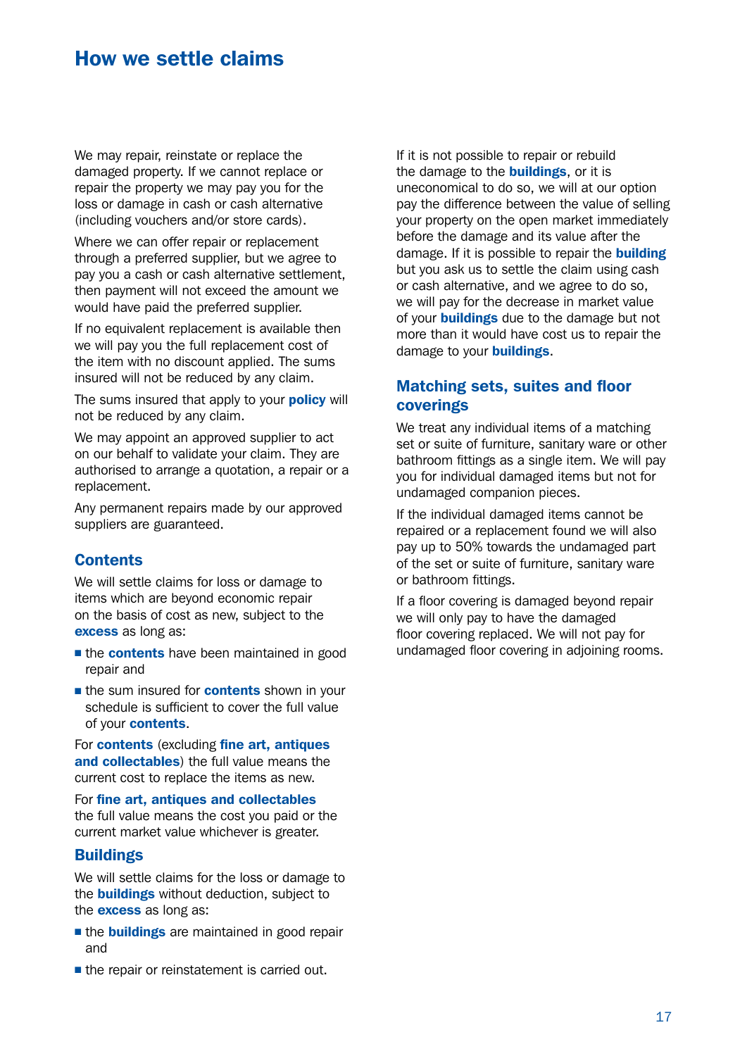# How we settle claims

We may repair, reinstate or replace the damaged property. If we cannot replace or repair the property we may pay you for the loss or damage in cash or cash alternative (including vouchers and/or store cards).

Where we can offer repair or replacement through a preferred supplier, but we agree to pay you a cash or cash alternative settlement, then payment will not exceed the amount we would have paid the preferred supplier.

If no equivalent replacement is available then we will pay you the full replacement cost of the item with no discount applied. The sums insured will not be reduced by any claim.

The sums insured that apply to your **policy** will not be reduced by any claim.

We may appoint an approved supplier to act on our behalf to validate your claim. They are authorised to arrange a quotation, a repair or a replacement.

Any permanent repairs made by our approved suppliers are guaranteed.

## Contents

We will settle claims for loss or damage to items which are beyond economic repair on the basis of cost as new, subject to the **excess** as long as:

- the **contents** have been maintained in good repair and
- the sum insured for **contents** shown in your schedule is sufficient to cover the full value of your **contents**.

For **contents** (excluding **fine art, antiques and collectables**) the full value means the current cost to replace the items as new.

For **fine art, antiques and collectables** the full value means the cost you paid or the current market value whichever is greater.

## Buildings

We will settle claims for the loss or damage to the **buildings** without deduction, subject to the **excess** as long as:

- the **buildings** are maintained in good repair and
- the repair or reinstatement is carried out.

If it is not possible to repair or rebuild the damage to the **buildings**, or it is uneconomical to do so, we will at our option pay the difference between the value of selling your property on the open market immediately before the damage and its value after the damage. If it is possible to repair the **building** but you ask us to settle the claim using cash or cash alternative, and we agree to do so, we will pay for the decrease in market value of your **buildings** due to the damage but not more than it would have cost us to repair the damage to your **buildings**.

## Matching sets, suites and floor coverings

We treat any individual items of a matching set or suite of furniture, sanitary ware or other bathroom fittings as a single item. We will pay you for individual damaged items but not for undamaged companion pieces.

If the individual damaged items cannot be repaired or a replacement found we will also pay up to 50% towards the undamaged part of the set or suite of furniture, sanitary ware or bathroom fittings.

If a floor covering is damaged beyond repair we will only pay to have the damaged floor covering replaced. We will not pay for undamaged floor covering in adjoining rooms.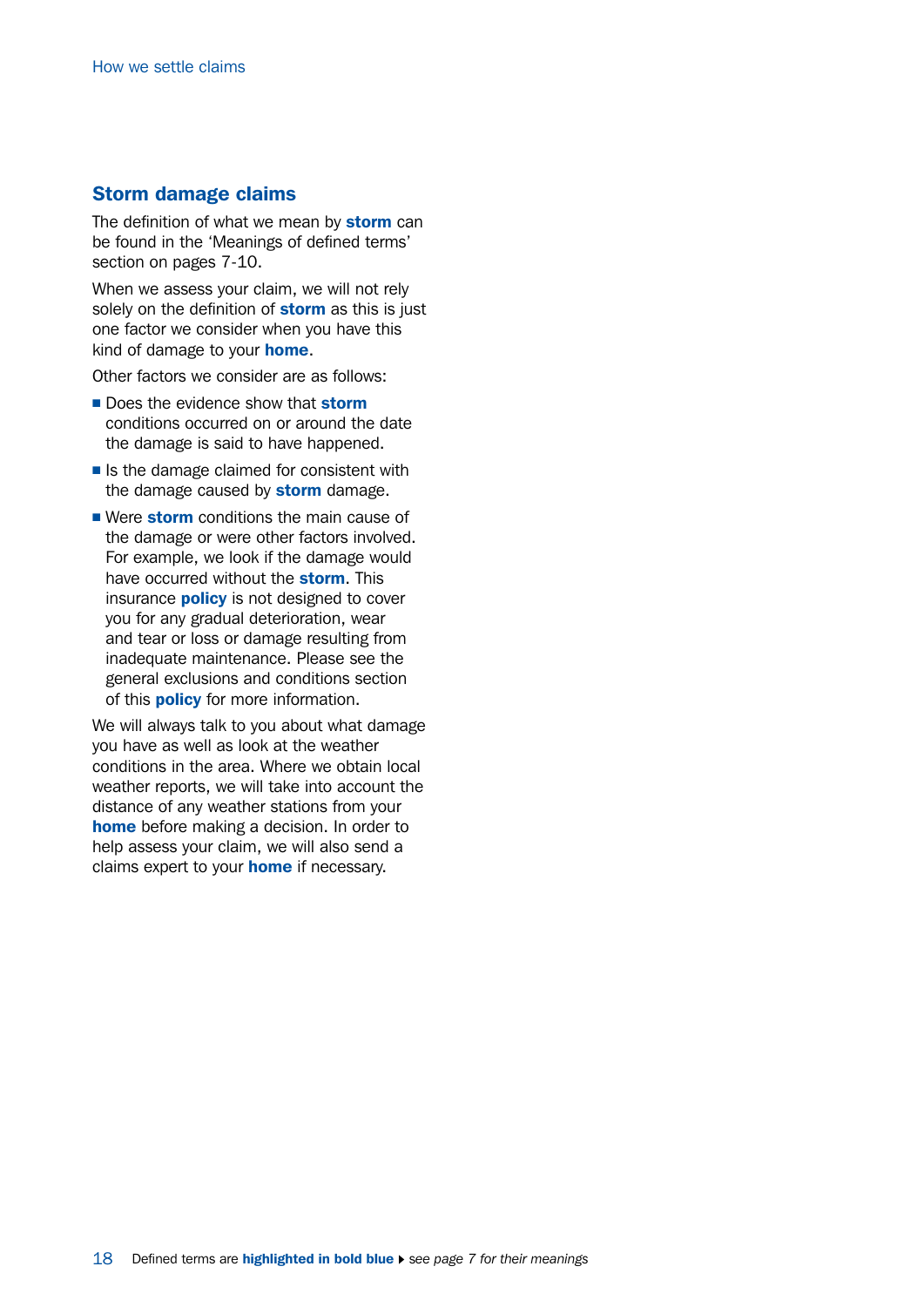## Storm damage claims

The definition of what we mean by **storm** can be found in the 'Meanings of defined terms' section on pages 7-10.

When we assess your claim, we will not rely solely on the definition of **storm** as this is just one factor we consider when you have this kind of damage to your **home**.

Other factors we consider are as follows:

- Does the evidence show that **storm** conditions occurred on or around the date the damage is said to have happened.
- Is the damage claimed for consistent with the damage caused by **storm** damage.
- Were **storm** conditions the main cause of the damage or were other factors involved. For example, we look if the damage would have occurred without the **storm**. This insurance **policy** is not designed to cover you for any gradual deterioration, wear and tear or loss or damage resulting from inadequate maintenance. Please see the general exclusions and conditions section of this **policy** for more information.

We will always talk to you about what damage you have as well as look at the weather conditions in the area. Where we obtain local weather reports, we will take into account the distance of any weather stations from your **home** before making a decision. In order to help assess your claim, we will also send a claims expert to your **home** if necessary.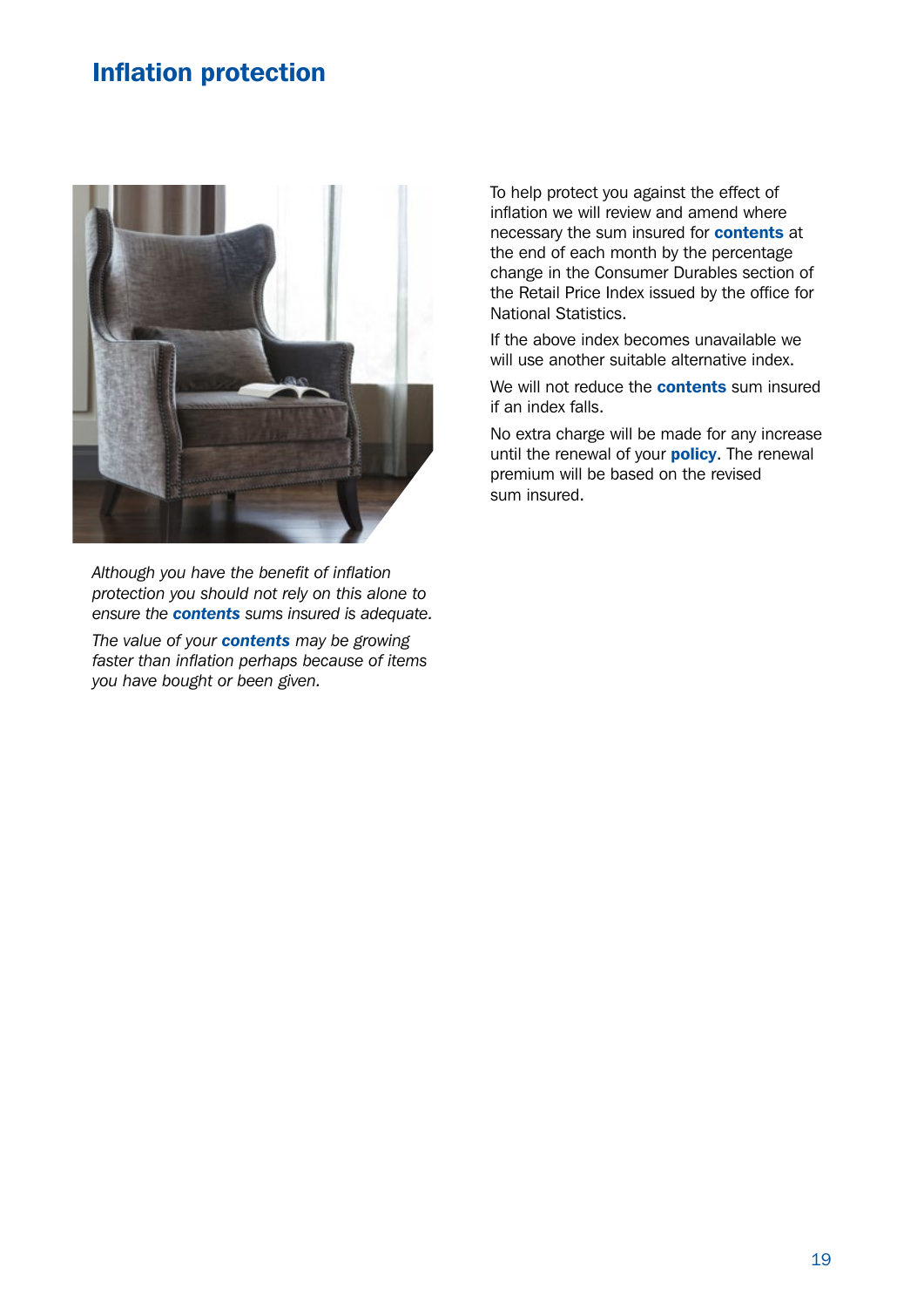# Inflation protection

*Although you have the benefit of inflation protection you should not rely on this alone to ensure the **contents** sums insured is adequate.*

*The value of your **contents** may be growing faster than inflation perhaps because of items you have bought or been given.*

To help protect you against the effect of inflation we will review and amend where necessary the sum insured for **contents** at the end of each month by the percentage change in the Consumer Durables section of the Retail Price Index issued by the office for National Statistics.

If the above index becomes unavailable we will use another suitable alternative index.

We will not reduce the **contents** sum insured if an index falls.

No extra charge will be made for any increase until the renewal of your **policy**. The renewal premium will be based on the revised sum insured.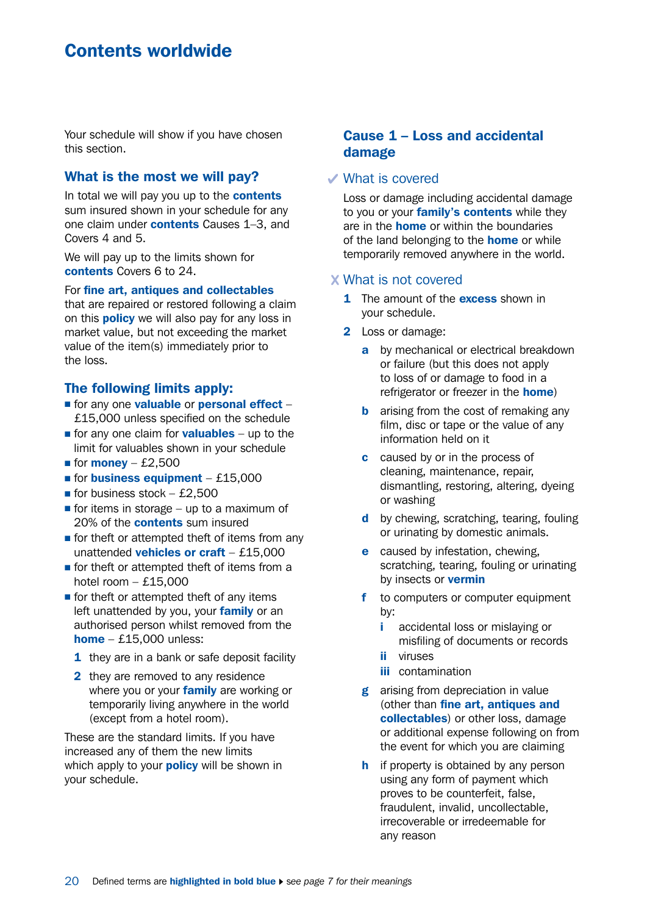# Contents worldwide

Your schedule will show if you have chosen this section.

## What is the most we will pay?

In total we will pay you up to the **contents** sum insured shown in your schedule for any one claim under **contents** Causes 1–3, and Covers 4 and 5.

We will pay up to the limits shown for **contents** Covers 6 to 24.

For **fine art, antiques and collectables** that are repaired or restored following a claim on this **policy** we will also pay for any loss in market value, but not exceeding the market value of the item(s) immediately prior to the loss.

## The following limits apply:

- for any one **valuable** or **personal effect** – £15,000 unless specified on the schedule
- for any one claim for **valuables** – up to the limit for valuables shown in your schedule
- for **money** – £2,500
- for **business equipment** – £15,000
- for business stock – £2,500
- for items in storage – up to a maximum of 20% of the **contents** sum insured
- for theft or attempted theft of items from any unattended **vehicles or craft** – £15,000
- for theft or attempted theft of items from a hotel room – £15,000
- for theft or attempted theft of any items left unattended by you, your **family** or an authorised person whilst removed from the **home** – £15,000 unless:
  1. they are in a bank or safe deposit facility
  2. they are removed to any residence where you or your **family** are working or temporarily living anywhere in the world (except from a hotel room).

These are the standard limits. If you have increased any of them the new limits which apply to your **policy** will be shown in your schedule.

## Cause 1 – Loss and accidental damage

### ✓ What is covered

Loss or damage including accidental damage to you or your **family's contents** while they are in the **home** or within the boundaries of the land belonging to the **home** or while temporarily removed anywhere in the world.

### ✗ What is not covered

1. The amount of the **excess** shown in your schedule.
2. Loss or damage:
   a. by mechanical or electrical breakdown or failure (but this does not apply to loss of or damage to food in a refrigerator or freezer in the **home**)
   b. arising from the cost of remaking any film, disc or tape or the value of any information held on it
   c. caused by or in the process of cleaning, maintenance, repair, dismantling, restoring, altering, dyeing or washing
   d. by chewing, scratching, tearing, fouling or urinating by domestic animals.
   e. caused by infestation, chewing, scratching, tearing, fouling or urinating by insects or **vermin**
   f. to computers or computer equipment by:
      i. accidental loss or mislaying or misfiling of documents or records
      ii. viruses
      iii. contamination
   g. arising from depreciation in value (other than **fine art, antiques and collectables**) or other loss, damage or additional expense following on from the event for which you are claiming
   h. if property is obtained by any person using any form of payment which proves to be counterfeit, false, fraudulent, invalid, uncollectable, irrecoverable or irredeemable for any reason

Defined terms are **highlighted in bold blue** ▸ *see page 7 for their meanings*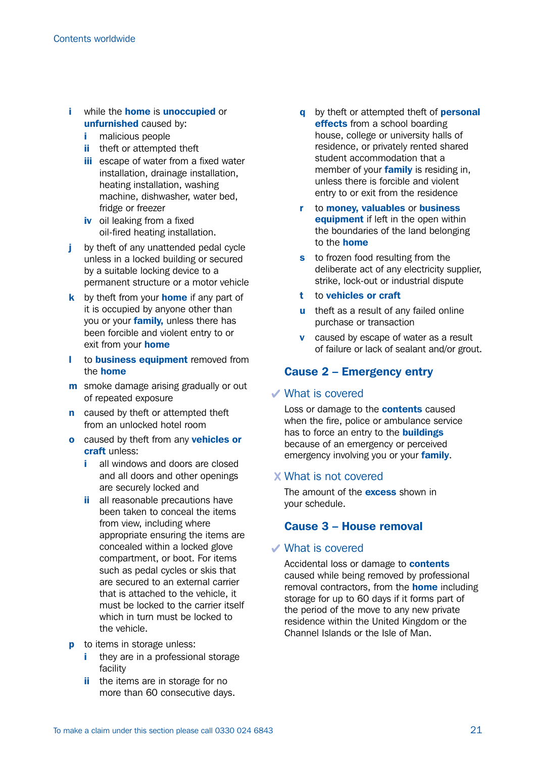- **i** while the **home** is **unoccupied** or **unfurnished** caused by:
  - **i** malicious people
  - **ii** theft or attempted theft
  - **iii** escape of water from a fixed water installation, drainage installation, heating installation, washing machine, dishwasher, water bed, fridge or freezer
  - **iv** oil leaking from a fixed oil-fired heating installation.
- **j** by theft of any unattended pedal cycle unless in a locked building or secured by a suitable locking device to a permanent structure or a motor vehicle
- **k** by theft from your **home** if any part of it is occupied by anyone other than you or your **family,** unless there has been forcible and violent entry to or exit from your **home**
- **l** to **business equipment** removed from the **home**
- **m** smoke damage arising gradually or out of repeated exposure
- **n** caused by theft or attempted theft from an unlocked hotel room
- **o** caused by theft from any **vehicles or craft** unless:
  - **i** all windows and doors are closed and all doors and other openings are securely locked and
  - **ii** all reasonable precautions have been taken to conceal the items from view, including where appropriate ensuring the items are concealed within a locked glove compartment, or boot. For items such as pedal cycles or skis that are secured to an external carrier that is attached to the vehicle, it must be locked to the carrier itself which in turn must be locked to the vehicle.
- **p** to items in storage unless:
  - **i** they are in a professional storage facility
  - **ii** the items are in storage for no more than 60 consecutive days.
- **q** by theft or attempted theft of **personal effects** from a school boarding house, college or university halls of residence, or privately rented shared student accommodation that a member of your **family** is residing in, unless there is forcible and violent entry to or exit from the residence
- **r** to **money, valuables** or **business equipment** if left in the open within the boundaries of the land belonging to the **home**
- **s** to frozen food resulting from the deliberate act of any electricity supplier, strike, lock-out or industrial dispute
- **t** to **vehicles or craft**
- **u** theft as a result of any failed online purchase or transaction
- **v** caused by escape of water as a result of failure or lack of sealant and/or grout.

## Cause 2 – Emergency entry

### ✔ What is covered

Loss or damage to the **contents** caused when the fire, police or ambulance service has to force an entry to the **buildings** because of an emergency or perceived emergency involving you or your **family**.

### ✘ What is not covered

The amount of the **excess** shown in your schedule.

## Cause 3 – House removal

### ✔ What is covered

Accidental loss or damage to **contents** caused while being removed by professional removal contractors, from the **home** including storage for up to 60 days if it forms part of the period of the move to any new private residence within the United Kingdom or the Channel Islands or the Isle of Man.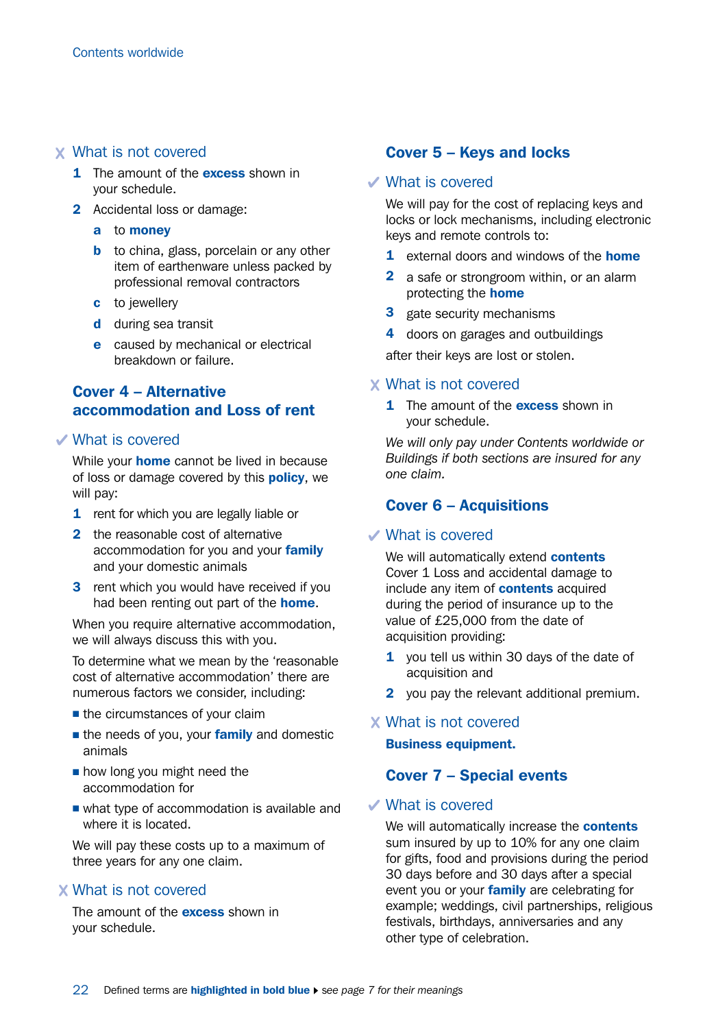### ✗ What is not covered

1 The amount of the **excess** shown in your schedule.

2 Accidental loss or damage:

   a to **money**

   b to china, glass, porcelain or any other item of earthenware unless packed by professional removal contractors

   c to jewellery

   d during sea transit

   e caused by mechanical or electrical breakdown or failure.

## Cover 4 – Alternative accommodation and Loss of rent

### ✓ What is covered

While your **home** cannot be lived in because of loss or damage covered by this **policy**, we will pay:

1 rent for which you are legally liable or

2 the reasonable cost of alternative accommodation for you and your **family** and your domestic animals

3 rent which you would have received if you had been renting out part of the **home**.

When you require alternative accommodation, we will always discuss this with you.

To determine what we mean by the 'reasonable cost of alternative accommodation' there are numerous factors we consider, including:

- the circumstances of your claim
- the needs of you, your **family** and domestic animals
- how long you might need the accommodation for
- what type of accommodation is available and where it is located.

We will pay these costs up to a maximum of three years for any one claim.

### ✗ What is not covered

The amount of the **excess** shown in your schedule.

## Cover 5 – Keys and locks

### ✓ What is covered

We will pay for the cost of replacing keys and locks or lock mechanisms, including electronic keys and remote controls to:

1 external doors and windows of the **home**

2 a safe or strongroom within, or an alarm protecting the **home**

3 gate security mechanisms

4 doors on garages and outbuildings

after their keys are lost or stolen.

### ✗ What is not covered

1 The amount of the **excess** shown in your schedule.

*We will only pay under Contents worldwide or Buildings if both sections are insured for any one claim.*

## Cover 6 – Acquisitions

### ✓ What is covered

We will automatically extend **contents** Cover 1 Loss and accidental damage to include any item of **contents** acquired during the period of insurance up to the value of £25,000 from the date of acquisition providing:

1 you tell us within 30 days of the date of acquisition and

2 you pay the relevant additional premium.

### ✗ What is not covered

**Business equipment.**

## Cover 7 – Special events

### ✓ What is covered

We will automatically increase the **contents** sum insured by up to 10% for any one claim for gifts, food and provisions during the period 30 days before and 30 days after a special event you or your **family** are celebrating for example; weddings, civil partnerships, religious festivals, birthdays, anniversaries and any other type of celebration.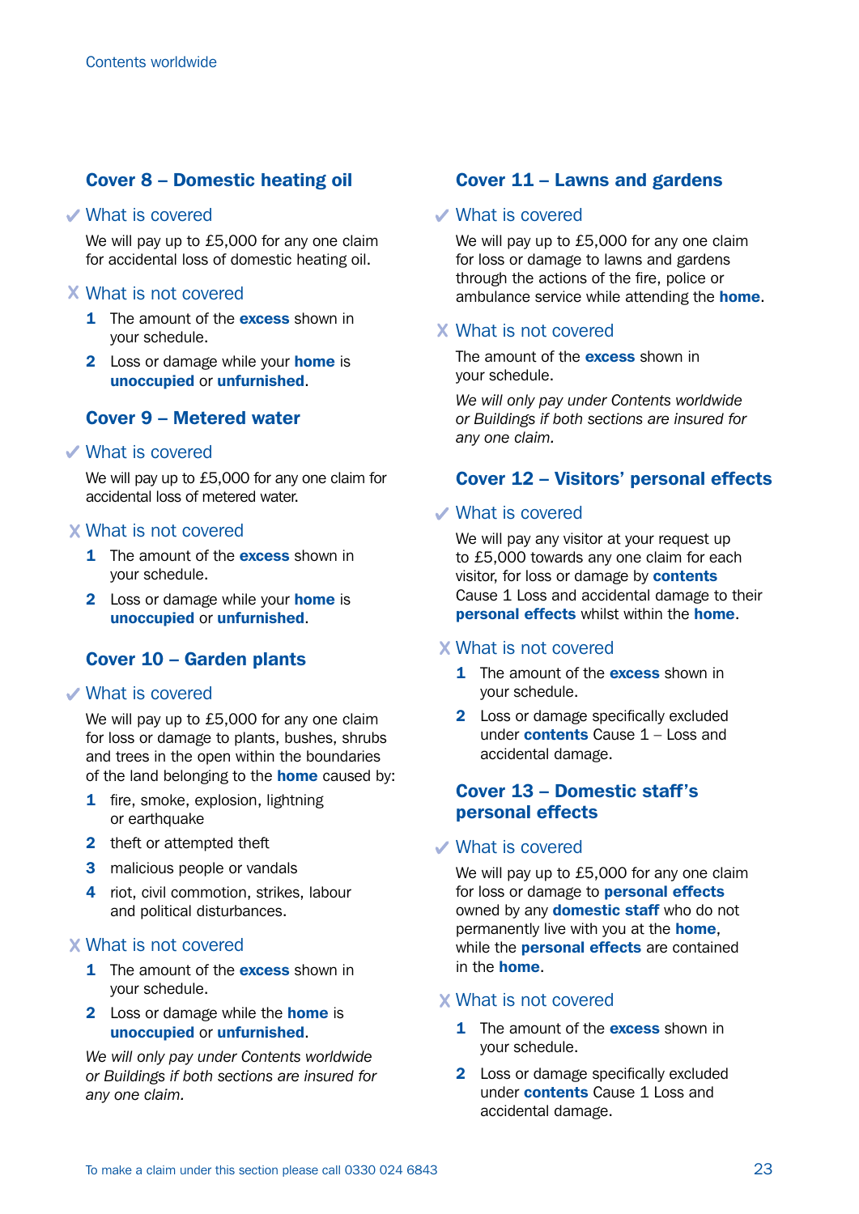## Cover 8 – Domestic heating oil

### ✓ What is covered

We will pay up to £5,000 for any one claim for accidental loss of domestic heating oil.

### ✗ What is not covered

1. The amount of the **excess** shown in your schedule.
2. Loss or damage while your **home** is **unoccupied** or **unfurnished**.

## Cover 9 – Metered water

### ✓ What is covered

We will pay up to £5,000 for any one claim for accidental loss of metered water.

### ✗ What is not covered

1. The amount of the **excess** shown in your schedule.
2. Loss or damage while your **home** is **unoccupied** or **unfurnished**.

## Cover 10 – Garden plants

### ✓ What is covered

We will pay up to £5,000 for any one claim for loss or damage to plants, bushes, shrubs and trees in the open within the boundaries of the land belonging to the **home** caused by:

1. fire, smoke, explosion, lightning or earthquake
2. theft or attempted theft
3. malicious people or vandals
4. riot, civil commotion, strikes, labour and political disturbances.

### ✗ What is not covered

1. The amount of the **excess** shown in your schedule.
2. Loss or damage while the **home** is **unoccupied** or **unfurnished**.

*We will only pay under Contents worldwide or Buildings if both sections are insured for any one claim.*

## Cover 11 – Lawns and gardens

### ✓ What is covered

We will pay up to £5,000 for any one claim for loss or damage to lawns and gardens through the actions of the fire, police or ambulance service while attending the **home**.

### ✗ What is not covered

The amount of the **excess** shown in your schedule.

*We will only pay under Contents worldwide or Buildings if both sections are insured for any one claim.*

## Cover 12 – Visitors' personal effects

### ✓ What is covered

We will pay any visitor at your request up to £5,000 towards any one claim for each visitor, for loss or damage by **contents** Cause 1 Loss and accidental damage to their **personal effects** whilst within the **home**.

### ✗ What is not covered

1. The amount of the **excess** shown in your schedule.
2. Loss or damage specifically excluded under **contents** Cause 1 – Loss and accidental damage.

## Cover 13 – Domestic staff's personal effects

### ✓ What is covered

We will pay up to £5,000 for any one claim for loss or damage to **personal effects** owned by any **domestic staff** who do not permanently live with you at the **home**, while the **personal effects** are contained in the **home**.

### ✗ What is not covered

1. The amount of the **excess** shown in your schedule.
2. Loss or damage specifically excluded under **contents** Cause 1 Loss and accidental damage.

To make a claim under this section please call 0330 024 6843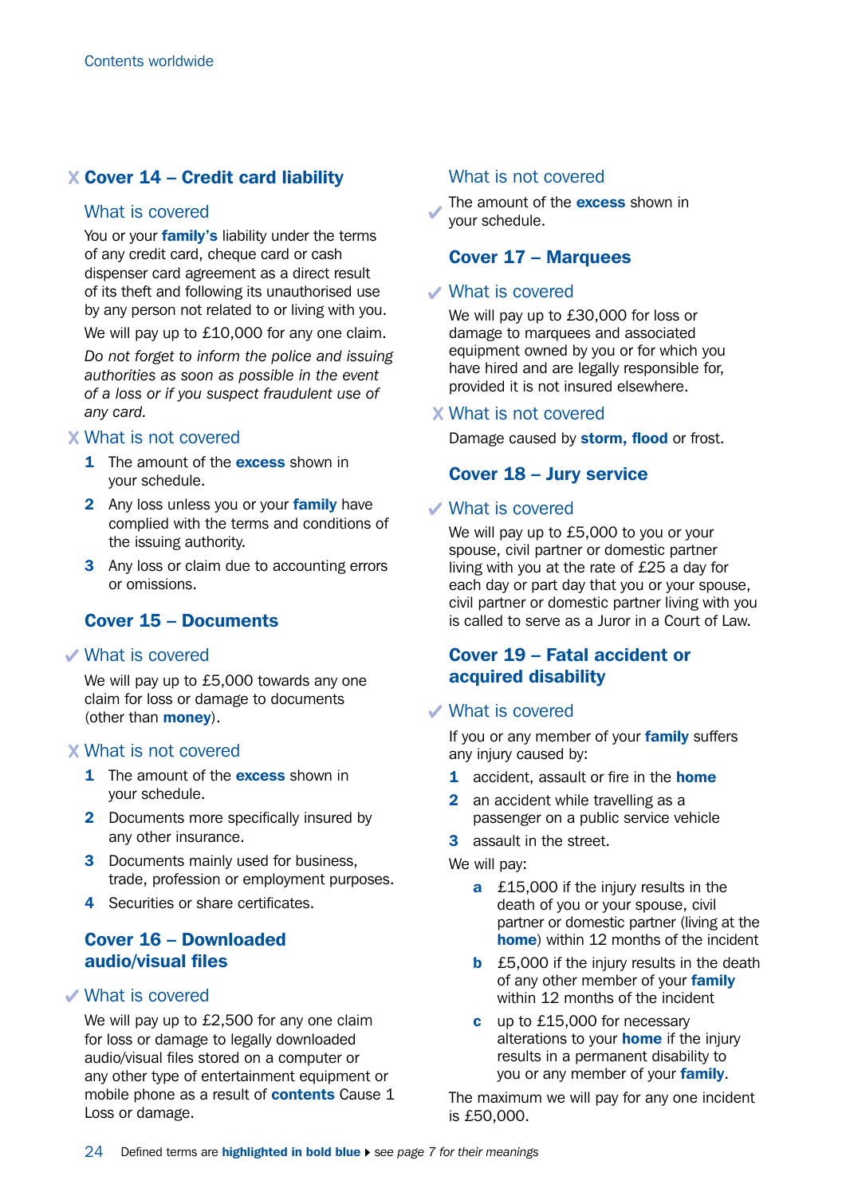## Cover 14 – Credit card liability

### What is covered

You or your **family's** liability under the terms of any credit card, cheque card or cash dispenser card agreement as a direct result of its theft and following its unauthorised use by any person not related to or living with you.

We will pay up to £10,000 for any one claim.

*Do not forget to inform the police and issuing authorities as soon as possible in the event of a loss or if you suspect fraudulent use of any card.*

### What is not covered

1. The amount of the **excess** shown in your schedule.
2. Any loss unless you or your **family** have complied with the terms and conditions of the issuing authority.
3. Any loss or claim due to accounting errors or omissions.

## Cover 15 – Documents

### What is covered

We will pay up to £5,000 towards any one claim for loss or damage to documents (other than **money**).

### What is not covered

1. The amount of the **excess** shown in your schedule.
2. Documents more specifically insured by any other insurance.
3. Documents mainly used for business, trade, profession or employment purposes.
4. Securities or share certificates.

## Cover 16 – Downloaded audio/visual files

### What is covered

We will pay up to £2,500 for any one claim for loss or damage to legally downloaded audio/visual files stored on a computer or any other type of entertainment equipment or mobile phone as a result of **contents** Cause 1 Loss or damage.

### What is not covered

The amount of the **excess** shown in your schedule.

## Cover 17 – Marquees

### What is covered

We will pay up to £30,000 for loss or damage to marquees and associated equipment owned by you or for which you have hired and are legally responsible for, provided it is not insured elsewhere.

### What is not covered

Damage caused by **storm, flood** or frost.

## Cover 18 – Jury service

### What is covered

We will pay up to £5,000 to you or your spouse, civil partner or domestic partner living with you at the rate of £25 a day for each day or part day that you or your spouse, civil partner or domestic partner living with you is called to serve as a Juror in a Court of Law.

## Cover 19 – Fatal accident or acquired disability

### What is covered

If you or any member of your **family** suffers any injury caused by:

1. accident, assault or fire in the **home**
2. an accident while travelling as a passenger on a public service vehicle
3. assault in the street.

We will pay:

- **a** £15,000 if the injury results in the death of you or your spouse, civil partner or domestic partner (living at the **home**) within 12 months of the incident
- **b** £5,000 if the injury results in the death of any other member of your **family** within 12 months of the incident
- **c** up to £15,000 for necessary alterations to your **home** if the injury results in a permanent disability to you or any member of your **family**.

The maximum we will pay for any one incident is £50,000.

Defined terms are **highlighted in bold blue** ▸ *see page 7 for their meanings*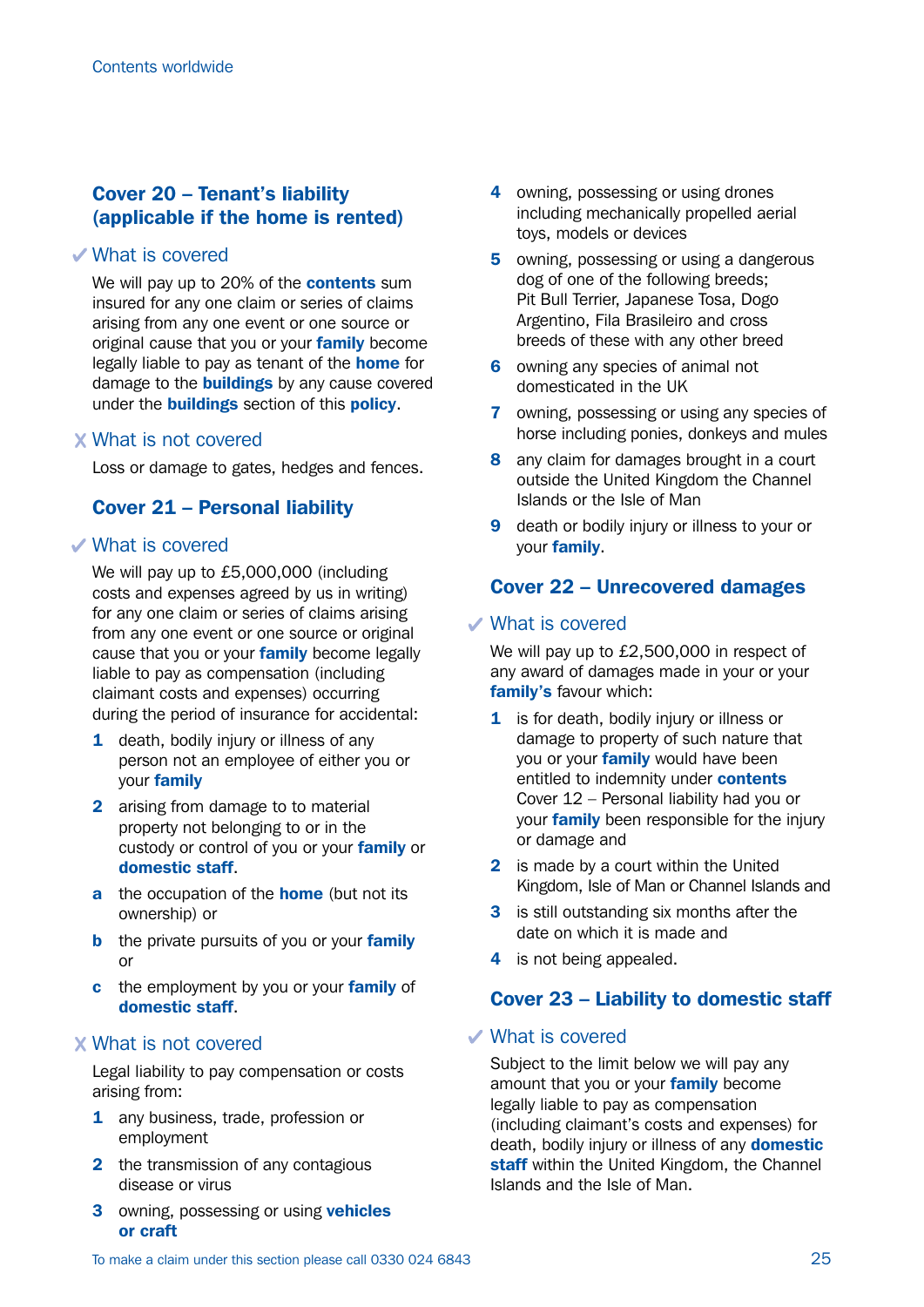## Cover 20 – Tenant's liability (applicable if the home is rented)

### ✓ What is covered

We will pay up to 20% of the **contents** sum insured for any one claim or series of claims arising from any one event or one source or original cause that you or your **family** become legally liable to pay as tenant of the **home** for damage to the **buildings** by any cause covered under the **buildings** section of this **policy**.

### ✗ What is not covered

Loss or damage to gates, hedges and fences.

## Cover 21 – Personal liability

### ✓ What is covered

We will pay up to £5,000,000 (including costs and expenses agreed by us in writing) for any one claim or series of claims arising from any one event or one source or original cause that you or your **family** become legally liable to pay as compensation (including claimant costs and expenses) occurring during the period of insurance for accidental:

1. death, bodily injury or illness of any person not an employee of either you or your **family**
2. arising from damage to to material property not belonging to or in the custody or control of you or your **family** or **domestic staff**.

a. the occupation of the **home** (but not its ownership) or

b. the private pursuits of you or your **family** or

c. the employment by you or your **family** of **domestic staff**.

### ✗ What is not covered

Legal liability to pay compensation or costs arising from:

1. any business, trade, profession or employment
2. the transmission of any contagious disease or virus
3. owning, possessing or using **vehicles or craft**
4. owning, possessing or using drones including mechanically propelled aerial toys, models or devices
5. owning, possessing or using a dangerous dog of one of the following breeds; Pit Bull Terrier, Japanese Tosa, Dogo Argentino, Fila Brasileiro and cross breeds of these with any other breed
6. owning any species of animal not domesticated in the UK
7. owning, possessing or using any species of horse including ponies, donkeys and mules
8. any claim for damages brought in a court outside the United Kingdom the Channel Islands or the Isle of Man
9. death or bodily injury or illness to your or your **family**.

## Cover 22 – Unrecovered damages

### ✓ What is covered

We will pay up to £2,500,000 in respect of any award of damages made in your or your **family's** favour which:

1. is for death, bodily injury or illness or damage to property of such nature that you or your **family** would have been entitled to indemnity under **contents** Cover 12 – Personal liability had you or your **family** been responsible for the injury or damage and
2. is made by a court within the United Kingdom, Isle of Man or Channel Islands and
3. is still outstanding six months after the date on which it is made and
4. is not being appealed.

## Cover 23 – Liability to domestic staff

### ✓ What is covered

Subject to the limit below we will pay any amount that you or your **family** become legally liable to pay as compensation (including claimant's costs and expenses) for death, bodily injury or illness of any **domestic staff** within the United Kingdom, the Channel Islands and the Isle of Man.

To make a claim under this section please call 0330 024 6843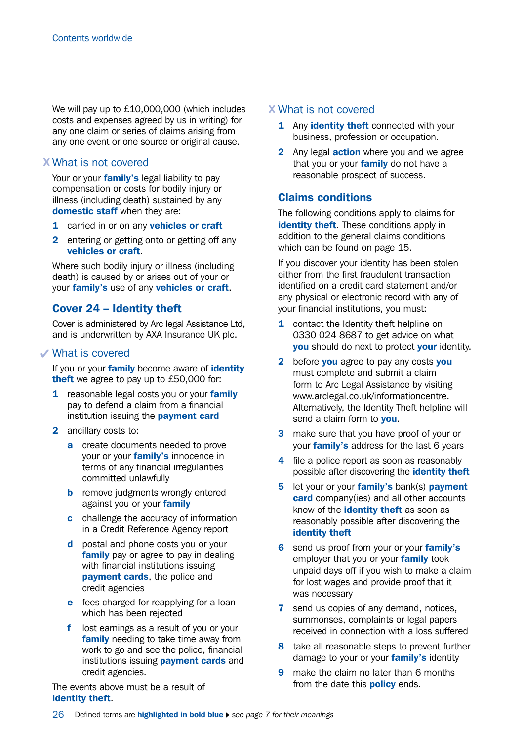We will pay up to £10,000,000 (which includes costs and expenses agreed by us in writing) for any one claim or series of claims arising from any one event or one source or original cause.

### ✗ What is not covered

Your or your **family's** legal liability to pay compensation or costs for bodily injury or illness (including death) sustained by any **domestic staff** when they are:

1. carried in or on any **vehicles or craft**
2. entering or getting onto or getting off any **vehicles or craft**.

Where such bodily injury or illness (including death) is caused by or arises out of your or your **family's** use of any **vehicles or craft**.

## Cover 24 – Identity theft

Cover is administered by Arc legal Assistance Ltd, and is underwritten by AXA Insurance UK plc.

### ✓ What is covered

If you or your **family** become aware of **identity theft** we agree to pay up to £50,000 for:

1. reasonable legal costs you or your **family** pay to defend a claim from a financial institution issuing the **payment card**
2. ancillary costs to:
   a. create documents needed to prove your or your **family's** innocence in terms of any financial irregularities committed unlawfully
   b. remove judgments wrongly entered against you or your **family**
   c. challenge the accuracy of information in a Credit Reference Agency report
   d. postal and phone costs you or your **family** pay or agree to pay in dealing with financial institutions issuing **payment cards**, the police and credit agencies
   e. fees charged for reapplying for a loan which has been rejected
   f. lost earnings as a result of you or your **family** needing to take time away from work to go and see the police, financial institutions issuing **payment cards** and credit agencies.

The events above must be a result of **identity theft**.

### ✗ What is not covered

1. Any **identity theft** connected with your business, profession or occupation.
2. Any legal **action** where you and we agree that you or your **family** do not have a reasonable prospect of success.

## Claims conditions

The following conditions apply to claims for **identity theft**. These conditions apply in addition to the general claims conditions which can be found on page 15.

If you discover your identity has been stolen either from the first fraudulent transaction identified on a credit card statement and/or any physical or electronic record with any of your financial institutions, you must:

1. contact the Identity theft helpline on 0330 024 8687 to get advice on what **you** should do next to protect **your** identity.
2. before **you** agree to pay any costs **you** must complete and submit a claim form to Arc Legal Assistance by visiting www.arclegal.co.uk/informationcentre. Alternatively, the Identity Theft helpline will send a claim form to **you**.
3. make sure that you have proof of your or your **family's** address for the last 6 years
4. file a police report as soon as reasonably possible after discovering the **identity theft**
5. let your or your **family's** bank(s) **payment card** company(ies) and all other accounts know of the **identity theft** as soon as reasonably possible after discovering the **identity theft**
6. send us proof from your or your **family's** employer that you or your **family** took unpaid days off if you wish to make a claim for lost wages and provide proof that it was necessary
7. send us copies of any demand, notices, summonses, complaints or legal papers received in connection with a loss suffered
8. take all reasonable steps to prevent further damage to your or your **family's** identity
9. make the claim no later than 6 months from the date this **policy** ends.

Defined terms are **highlighted in bold blue** ▸ *see page 7 for their meanings*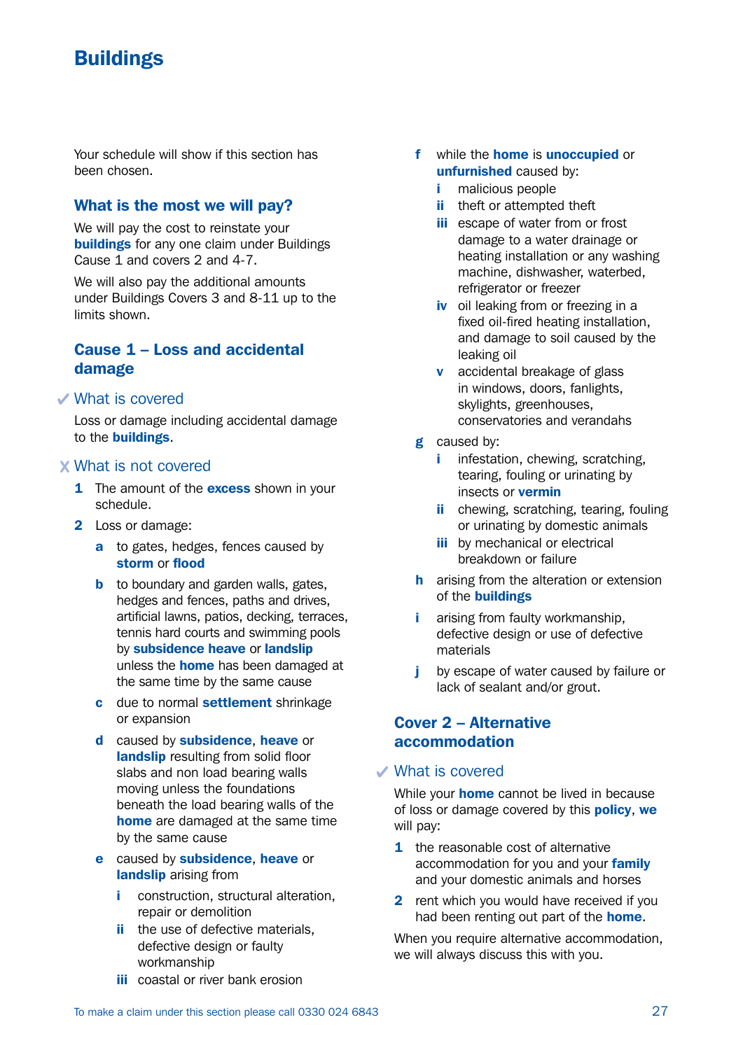# Buildings

Your schedule will show if this section has been chosen.

## What is the most we will pay?

We will pay the cost to reinstate your **buildings** for any one claim under Buildings Cause 1 and covers 2 and 4-7.

We will also pay the additional amounts under Buildings Covers 3 and 8-11 up to the limits shown.

## Cause 1 – Loss and accidental damage

### ✔ What is covered

Loss or damage including accidental damage to the **buildings**.

### ✘ What is not covered

1. The amount of the **excess** shown in your schedule.
2. Loss or damage:
   - **a** to gates, hedges, fences caused by **storm** or **flood**
   - **b** to boundary and garden walls, gates, hedges and fences, paths and drives, artificial lawns, patios, decking, terraces, tennis hard courts and swimming pools by **subsidence heave** or **landslip** unless the **home** has been damaged at the same time by the same cause
   - **c** due to normal **settlement** shrinkage or expansion
   - **d** caused by **subsidence**, **heave** or **landslip** resulting from solid floor slabs and non load bearing walls moving unless the foundations beneath the load bearing walls of the **home** are damaged at the same time by the same cause
   - **e** caused by **subsidence**, **heave** or **landslip** arising from
     - **i** construction, structural alteration, repair or demolition
     - **ii** the use of defective materials, defective design or faulty workmanship
     - **iii** coastal or river bank erosion
   - **f** while the **home** is **unoccupied** or **unfurnished** caused by:
     - **i** malicious people
     - **ii** theft or attempted theft
     - **iii** escape of water from or frost damage to a water drainage or heating installation or any washing machine, dishwasher, waterbed, refrigerator or freezer
     - **iv** oil leaking from or freezing in a fixed oil-fired heating installation, and damage to soil caused by the leaking oil
     - **v** accidental breakage of glass in windows, doors, fanlights, skylights, greenhouses, conservatories and verandahs
   - **g** caused by:
     - **i** infestation, chewing, scratching, tearing, fouling or urinating by insects or **vermin**
     - **ii** chewing, scratching, tearing, fouling or urinating by domestic animals
     - **iii** by mechanical or electrical breakdown or failure
   - **h** arising from the alteration or extension of the **buildings**
   - **i** arising from faulty workmanship, defective design or use of defective materials
   - **j** by escape of water caused by failure or lack of sealant and/or grout.

## Cover 2 – Alternative accommodation

### ✔ What is covered

While your **home** cannot be lived in because of loss or damage covered by this **policy**, **we** will pay:

1. the reasonable cost of alternative accommodation for you and your **family** and your domestic animals and horses
2. rent which you would have received if you had been renting out part of the **home**.

When you require alternative accommodation, we will always discuss this with you.

To make a claim under this section please call 0330 024 6843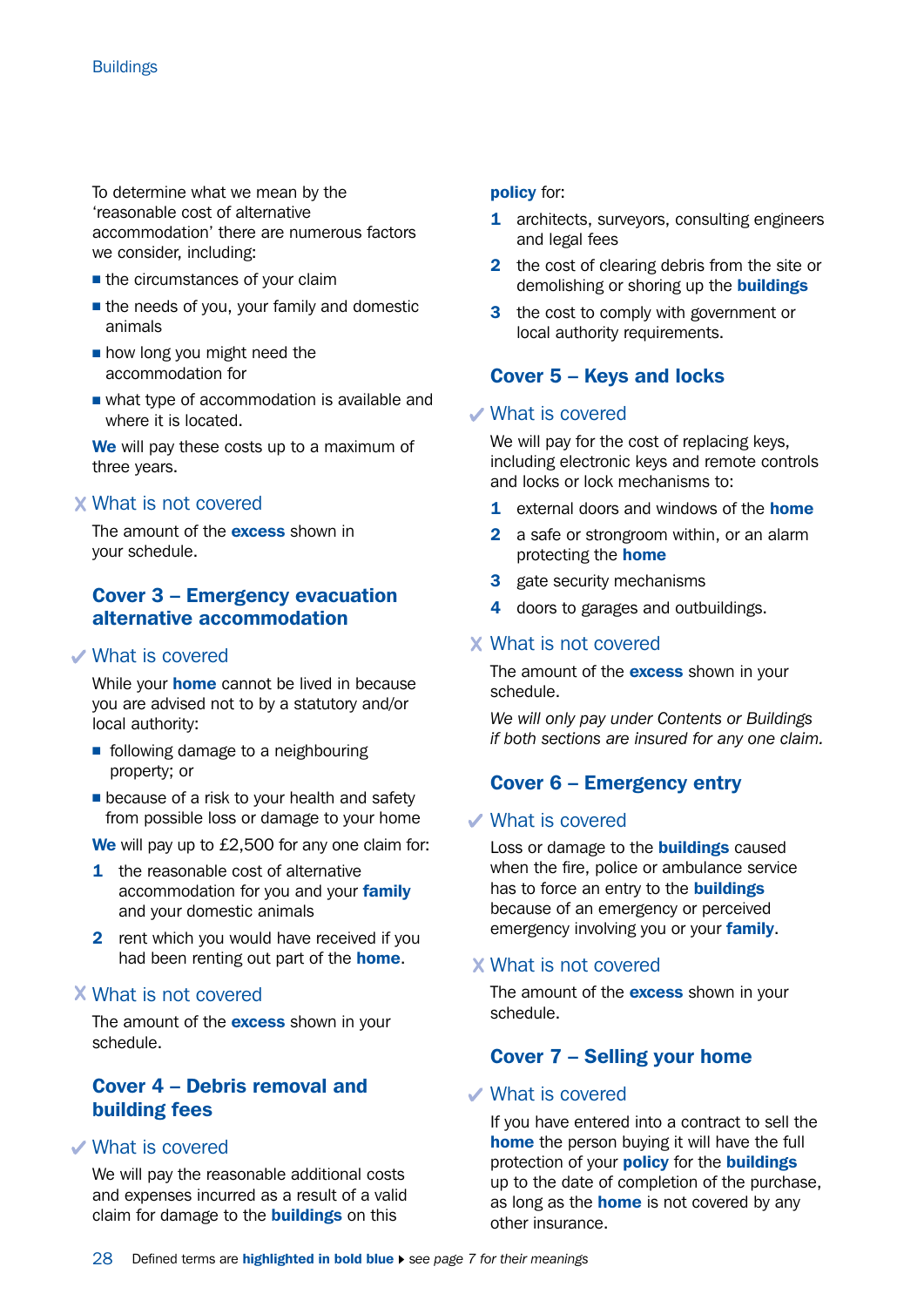To determine what we mean by the 'reasonable cost of alternative accommodation' there are numerous factors we consider, including:

- the circumstances of your claim
- the needs of you, your family and domestic animals
- how long you might need the accommodation for
- what type of accommodation is available and where it is located.

**We** will pay these costs up to a maximum of three years.

### ✗ What is not covered

The amount of the **excess** shown in your schedule.

## Cover 3 – Emergency evacuation alternative accommodation

### ✓ What is covered

While your **home** cannot be lived in because you are advised not to by a statutory and/or local authority:

- following damage to a neighbouring property; or
- because of a risk to your health and safety from possible loss or damage to your home

**We** will pay up to £2,500 for any one claim for:

1. the reasonable cost of alternative accommodation for you and your **family** and your domestic animals
2. rent which you would have received if you had been renting out part of the **home**.

### ✗ What is not covered

The amount of the **excess** shown in your schedule.

## Cover 4 – Debris removal and building fees

### ✓ What is covered

We will pay the reasonable additional costs and expenses incurred as a result of a valid claim for damage to the **buildings** on this **policy** for:

1. architects, surveyors, consulting engineers and legal fees
2. the cost of clearing debris from the site or demolishing or shoring up the **buildings**
3. the cost to comply with government or local authority requirements.

## Cover 5 – Keys and locks

### ✓ What is covered

We will pay for the cost of replacing keys, including electronic keys and remote controls and locks or lock mechanisms to:

1. external doors and windows of the **home**
2. a safe or strongroom within, or an alarm protecting the **home**
3. gate security mechanisms
4. doors to garages and outbuildings.

### ✗ What is not covered

The amount of the **excess** shown in your schedule.

*We will only pay under Contents or Buildings if both sections are insured for any one claim.*

## Cover 6 – Emergency entry

### ✓ What is covered

Loss or damage to the **buildings** caused when the fire, police or ambulance service has to force an entry to the **buildings** because of an emergency or perceived emergency involving you or your **family**.

### ✗ What is not covered

The amount of the **excess** shown in your schedule.

## Cover 7 – Selling your home

### ✓ What is covered

If you have entered into a contract to sell the **home** the person buying it will have the full protection of your **policy** for the **buildings** up to the date of completion of the purchase, as long as the **home** is not covered by any other insurance.

Defined terms are **highlighted in bold blue** ▸ *see page 7 for their meanings*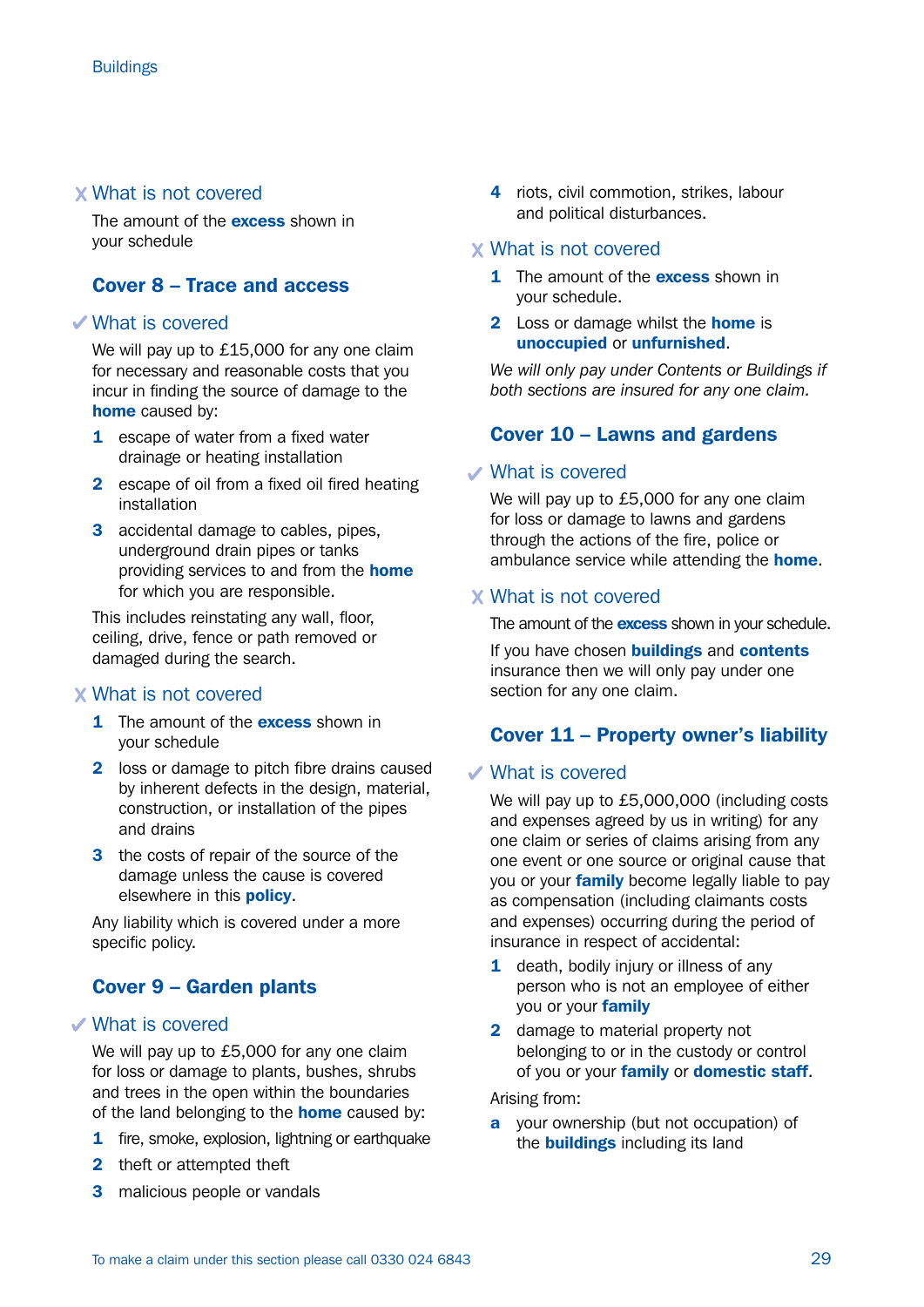### ✗ What is not covered

The amount of the **excess** shown in your schedule

## Cover 8 – Trace and access

### ✓ What is covered

We will pay up to £15,000 for any one claim for necessary and reasonable costs that you incur in finding the source of damage to the **home** caused by:

1. escape of water from a fixed water drainage or heating installation
2. escape of oil from a fixed oil fired heating installation
3. accidental damage to cables, pipes, underground drain pipes or tanks providing services to and from the **home** for which you are responsible.

This includes reinstating any wall, floor, ceiling, drive, fence or path removed or damaged during the search.

### ✗ What is not covered

1. The amount of the **excess** shown in your schedule
2. loss or damage to pitch fibre drains caused by inherent defects in the design, material, construction, or installation of the pipes and drains
3. the costs of repair of the source of the damage unless the cause is covered elsewhere in this **policy**.

Any liability which is covered under a more specific policy.

## Cover 9 – Garden plants

### ✓ What is covered

We will pay up to £5,000 for any one claim for loss or damage to plants, bushes, shrubs and trees in the open within the boundaries of the land belonging to the **home** caused by:

1. fire, smoke, explosion, lightning or earthquake
2. theft or attempted theft
3. malicious people or vandals
4. riots, civil commotion, strikes, labour and political disturbances.

### ✗ What is not covered

1. The amount of the **excess** shown in your schedule.
2. Loss or damage whilst the **home** is **unoccupied** or **unfurnished**.

*We will only pay under Contents or Buildings if both sections are insured for any one claim.*

## Cover 10 – Lawns and gardens

### ✓ What is covered

We will pay up to £5,000 for any one claim for loss or damage to lawns and gardens through the actions of the fire, police or ambulance service while attending the **home**.

### ✗ What is not covered

The amount of the **excess** shown in your schedule.

If you have chosen **buildings** and **contents** insurance then we will only pay under one section for any one claim.

## Cover 11 – Property owner's liability

### ✓ What is covered

We will pay up to £5,000,000 (including costs and expenses agreed by us in writing) for any one claim or series of claims arising from any one event or one source or original cause that you or your **family** become legally liable to pay as compensation (including claimants costs and expenses) occurring during the period of insurance in respect of accidental:

1. death, bodily injury or illness of any person who is not an employee of either you or your **family**
2. damage to material property not belonging to or in the custody or control of you or your **family** or **domestic staff**.

Arising from:

a. your ownership (but not occupation) of the **buildings** including its land

To make a claim under this section please call 0330 024 6843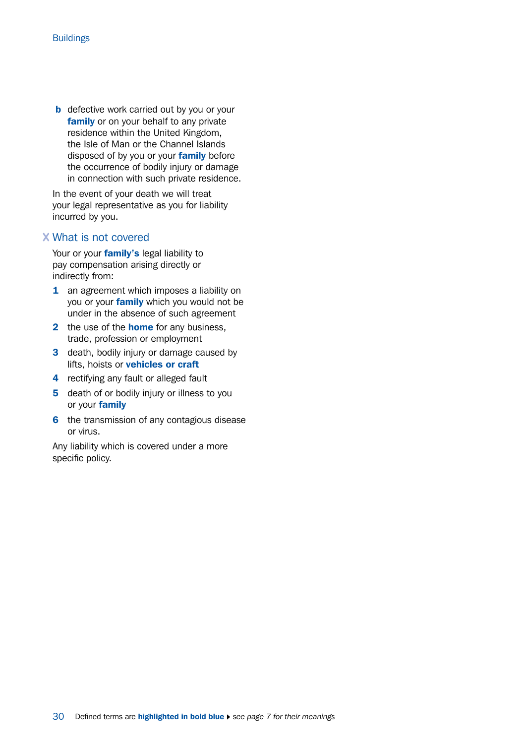**b** defective work carried out by you or your **family** or on your behalf to any private residence within the United Kingdom, the Isle of Man or the Channel Islands disposed of by you or your **family** before the occurrence of bodily injury or damage in connection with such private residence.

In the event of your death we will treat your legal representative as you for liability incurred by you.

## ✗ What is not covered

Your or your **family's** legal liability to pay compensation arising directly or indirectly from:

1. an agreement which imposes a liability on you or your **family** which you would not be under in the absence of such agreement
2. the use of the **home** for any business, trade, profession or employment
3. death, bodily injury or damage caused by lifts, hoists or **vehicles or craft**
4. rectifying any fault or alleged fault
5. death of or bodily injury or illness to you or your **family**
6. the transmission of any contagious disease or virus.

Any liability which is covered under a more specific policy.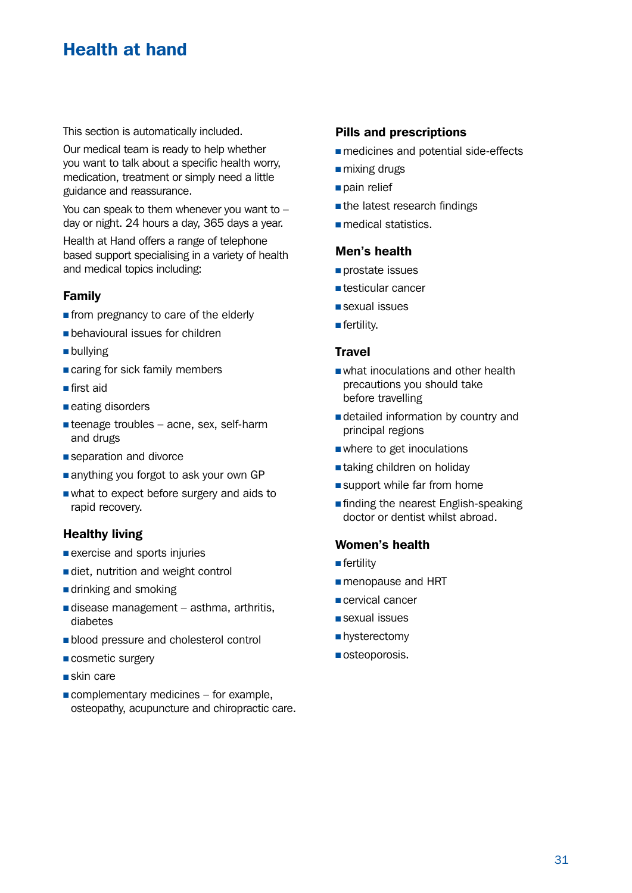# Health at hand

This section is automatically included.

Our medical team is ready to help whether you want to talk about a specific health worry, medication, treatment or simply need a little guidance and reassurance.

You can speak to them whenever you want to – day or night. 24 hours a day, 365 days a year.

Health at Hand offers a range of telephone based support specialising in a variety of health and medical topics including:

### Family

- from pregnancy to care of the elderly
- behavioural issues for children
- bullying
- caring for sick family members
- first aid
- eating disorders
- teenage troubles – acne, sex, self-harm and drugs
- separation and divorce
- anything you forgot to ask your own GP
- what to expect before surgery and aids to rapid recovery.

### Healthy living

- exercise and sports injuries
- diet, nutrition and weight control
- drinking and smoking
- disease management – asthma, arthritis, diabetes
- blood pressure and cholesterol control
- cosmetic surgery
- skin care
- complementary medicines – for example, osteopathy, acupuncture and chiropractic care.

### Pills and prescriptions

- medicines and potential side-effects
- mixing drugs
- pain relief
- the latest research findings
- medical statistics.

### Men's health

- prostate issues
- testicular cancer
- sexual issues
- fertility.

### Travel

- what inoculations and other health precautions you should take before travelling
- detailed information by country and principal regions
- where to get inoculations
- taking children on holiday
- support while far from home
- finding the nearest English-speaking doctor or dentist whilst abroad.

### Women's health

- fertility
- menopause and HRT
- cervical cancer
- sexual issues
- hysterectomy
- osteoporosis.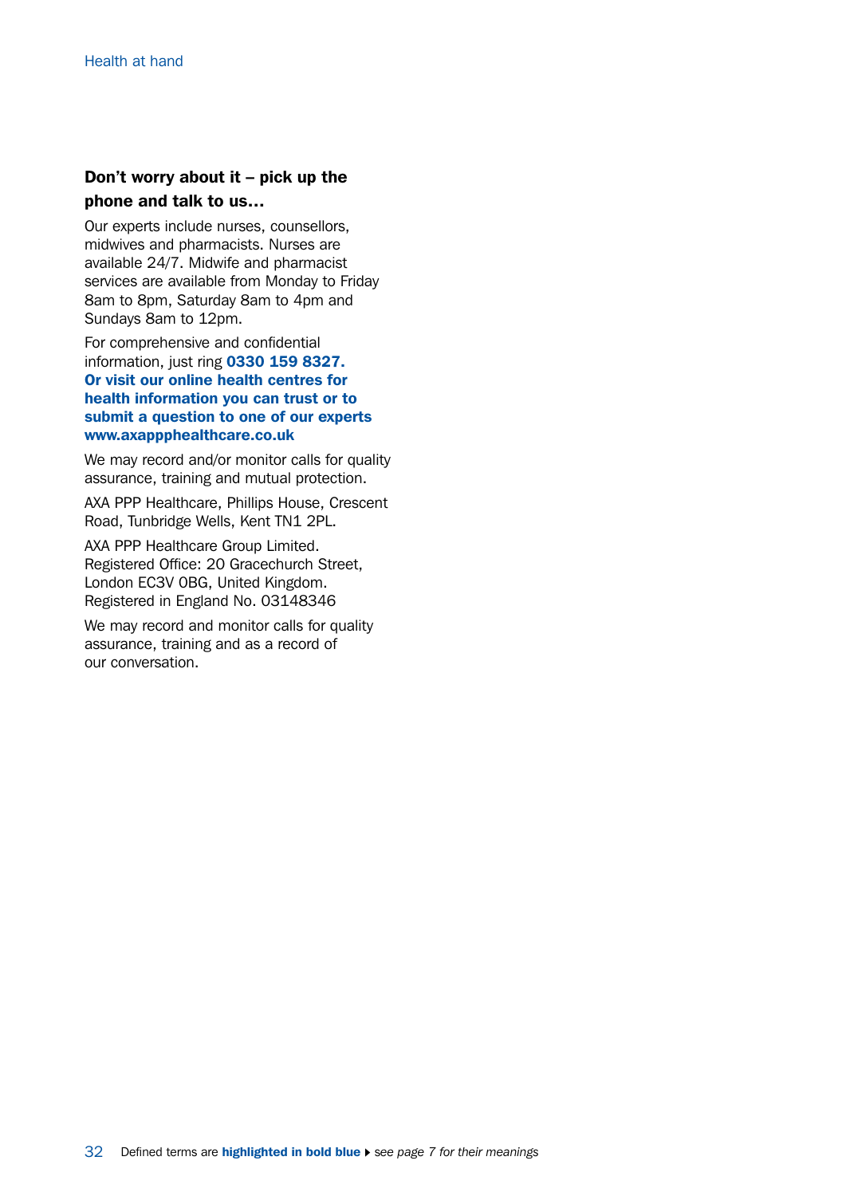**Don't worry about it – pick up the phone and talk to us…**

Our experts include nurses, counsellors, midwives and pharmacists. Nurses are available 24/7. Midwife and pharmacist services are available from Monday to Friday 8am to 8pm, Saturday 8am to 4pm and Sundays 8am to 12pm.

For comprehensive and confidential information, just ring **0330 159 8327. Or visit our online health centres for health information you can trust or to submit a question to one of our experts www.axappphealthcare.co.uk**

We may record and/or monitor calls for quality assurance, training and mutual protection.

AXA PPP Healthcare, Phillips House, Crescent Road, Tunbridge Wells, Kent TN1 2PL.

AXA PPP Healthcare Group Limited. Registered Office: 20 Gracechurch Street, London EC3V 0BG, United Kingdom. Registered in England No. 03148346

We may record and monitor calls for quality assurance, training and as a record of our conversation.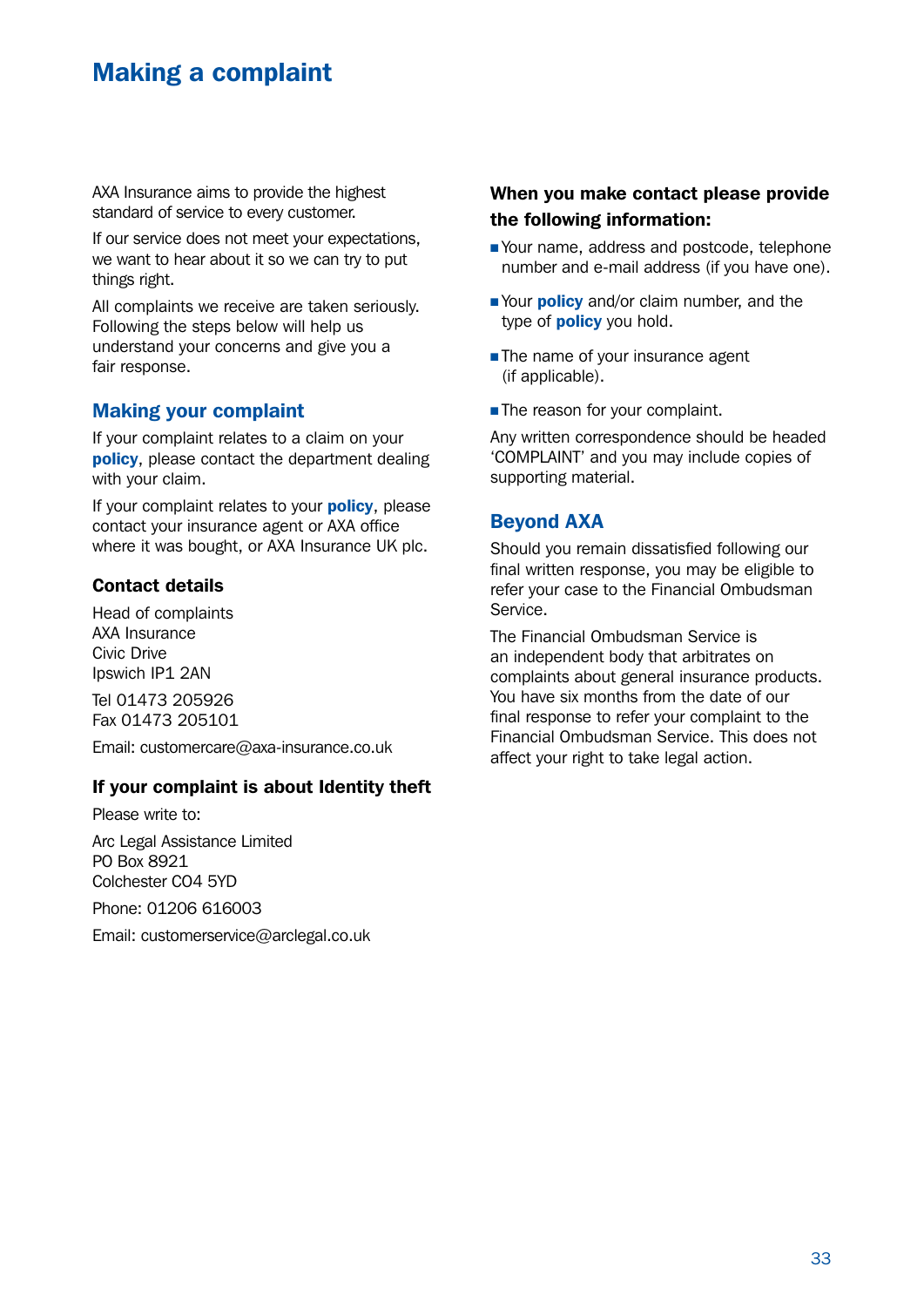# Making a complaint

AXA Insurance aims to provide the highest standard of service to every customer.

If our service does not meet your expectations, we want to hear about it so we can try to put things right.

All complaints we receive are taken seriously. Following the steps below will help us understand your concerns and give you a fair response.

## Making your complaint

If your complaint relates to a claim on your **policy**, please contact the department dealing with your claim.

If your complaint relates to your **policy**, please contact your insurance agent or AXA office where it was bought, or AXA Insurance UK plc.

### Contact details

Head of complaints
AXA Insurance
Civic Drive
Ipswich IP1 2AN

Tel 01473 205926
Fax 01473 205101

Email: customercare@axa-insurance.co.uk

### If your complaint is about Identity theft

Please write to:

Arc Legal Assistance Limited
PO Box 8921
Colchester CO4 5YD

Phone: 01206 616003

Email: customerservice@arclegal.co.uk

### When you make contact please provide the following information:

- Your name, address and postcode, telephone number and e-mail address (if you have one).
- Your **policy** and/or claim number, and the type of **policy** you hold.
- The name of your insurance agent (if applicable).
- The reason for your complaint.

Any written correspondence should be headed 'COMPLAINT' and you may include copies of supporting material.

## Beyond AXA

Should you remain dissatisfied following our final written response, you may be eligible to refer your case to the Financial Ombudsman Service.

The Financial Ombudsman Service is an independent body that arbitrates on complaints about general insurance products. You have six months from the date of our final response to refer your complaint to the Financial Ombudsman Service. This does not affect your right to take legal action.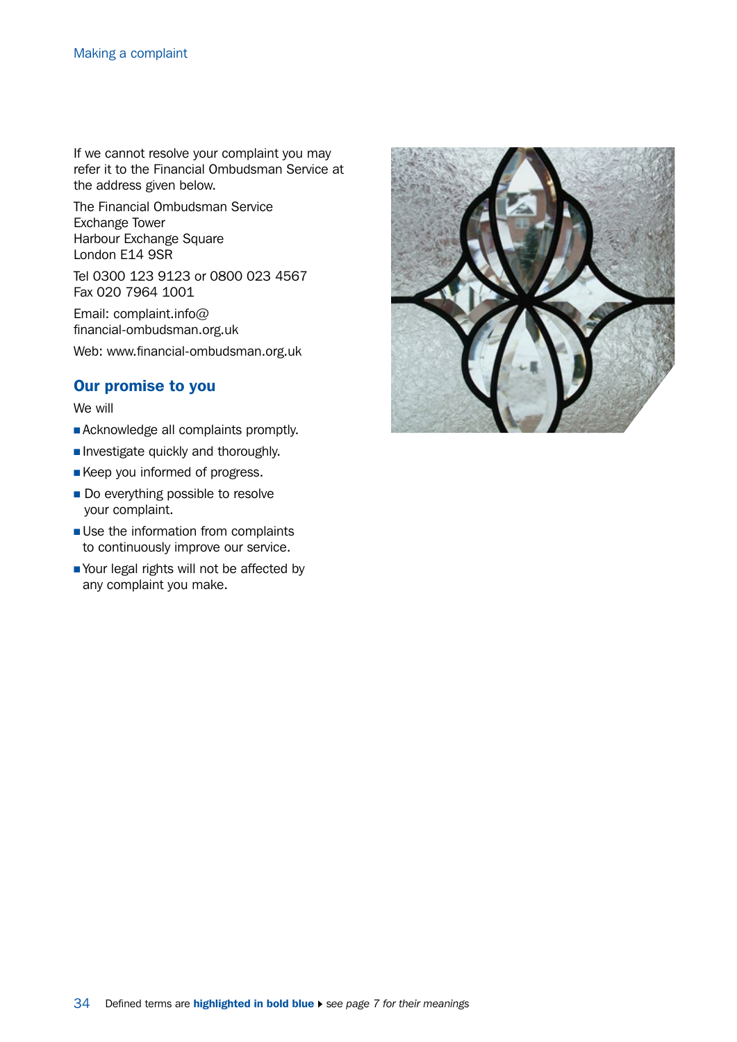If we cannot resolve your complaint you may refer it to the Financial Ombudsman Service at the address given below.

The Financial Ombudsman Service
Exchange Tower
Harbour Exchange Square
London E14 9SR

Tel 0300 123 9123 or 0800 023 4567
Fax 020 7964 1001

Email: complaint.info@financial-ombudsman.org.uk

Web: www.financial-ombudsman.org.uk

## Our promise to you

We will

- Acknowledge all complaints promptly.
- Investigate quickly and thoroughly.
- Keep you informed of progress.
- Do everything possible to resolve your complaint.
- Use the information from complaints to continuously improve our service.
- Your legal rights will not be affected by any complaint you make.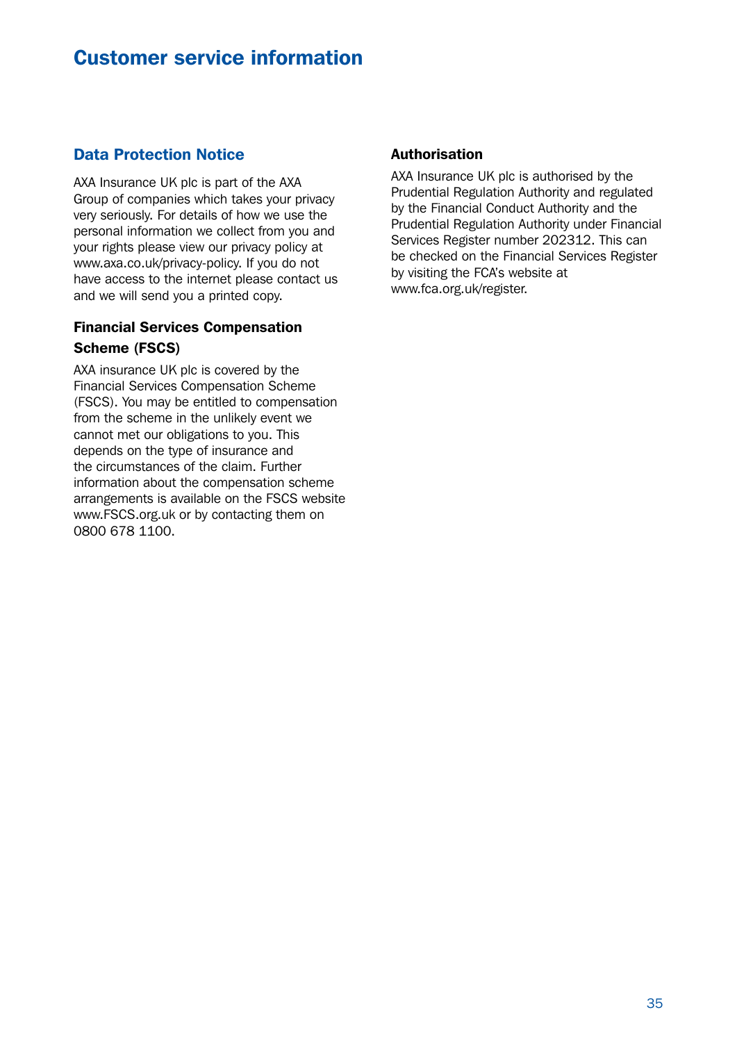# Customer service information

## Data Protection Notice

AXA Insurance UK plc is part of the AXA Group of companies which takes your privacy very seriously. For details of how we use the personal information we collect from you and your rights please view our privacy policy at www.axa.co.uk/privacy-policy. If you do not have access to the internet please contact us and we will send you a printed copy.

### Financial Services Compensation Scheme (FSCS)

AXA insurance UK plc is covered by the Financial Services Compensation Scheme (FSCS). You may be entitled to compensation from the scheme in the unlikely event we cannot met our obligations to you. This depends on the type of insurance and the circumstances of the claim. Further information about the compensation scheme arrangements is available on the FSCS website www.FSCS.org.uk or by contacting them on 0800 678 1100.

### Authorisation

AXA Insurance UK plc is authorised by the Prudential Regulation Authority and regulated by the Financial Conduct Authority and the Prudential Regulation Authority under Financial Services Register number 202312. This can be checked on the Financial Services Register by visiting the FCA's website at www.fca.org.uk/register.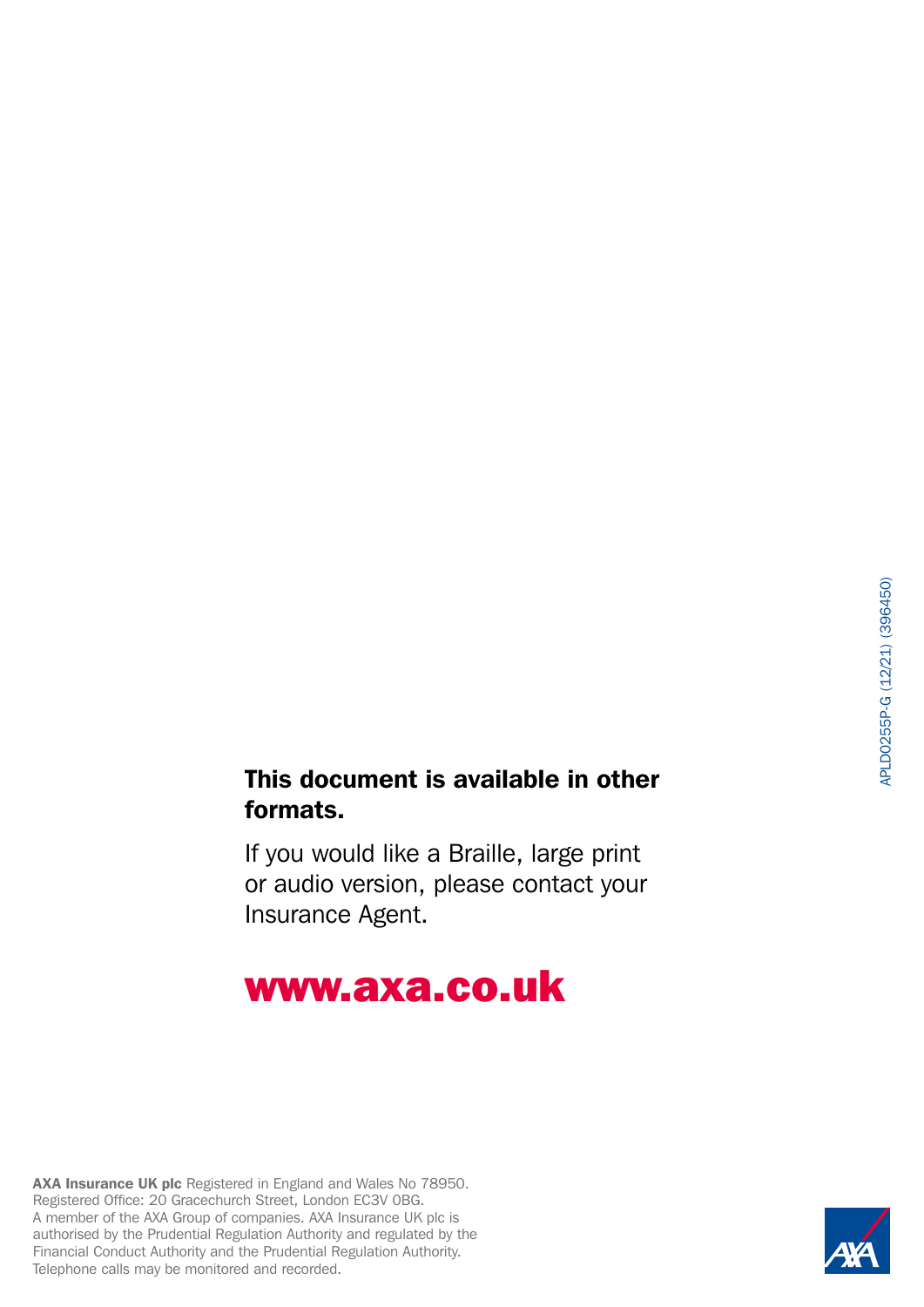**This document is available in other formats.**

If you would like a Braille, large print or audio version, please contact your Insurance Agent.

**www.axa.co.uk**

APLD0255P-G (12/21) (396450)

**AXA Insurance UK plc** Registered in England and Wales No 78950. Registered Office: 20 Gracechurch Street, London EC3V 0BG. A member of the AXA Group of companies. AXA Insurance UK plc is authorised by the Prudential Regulation Authority and regulated by the Financial Conduct Authority and the Prudential Regulation Authority. Telephone calls may be monitored and recorded.